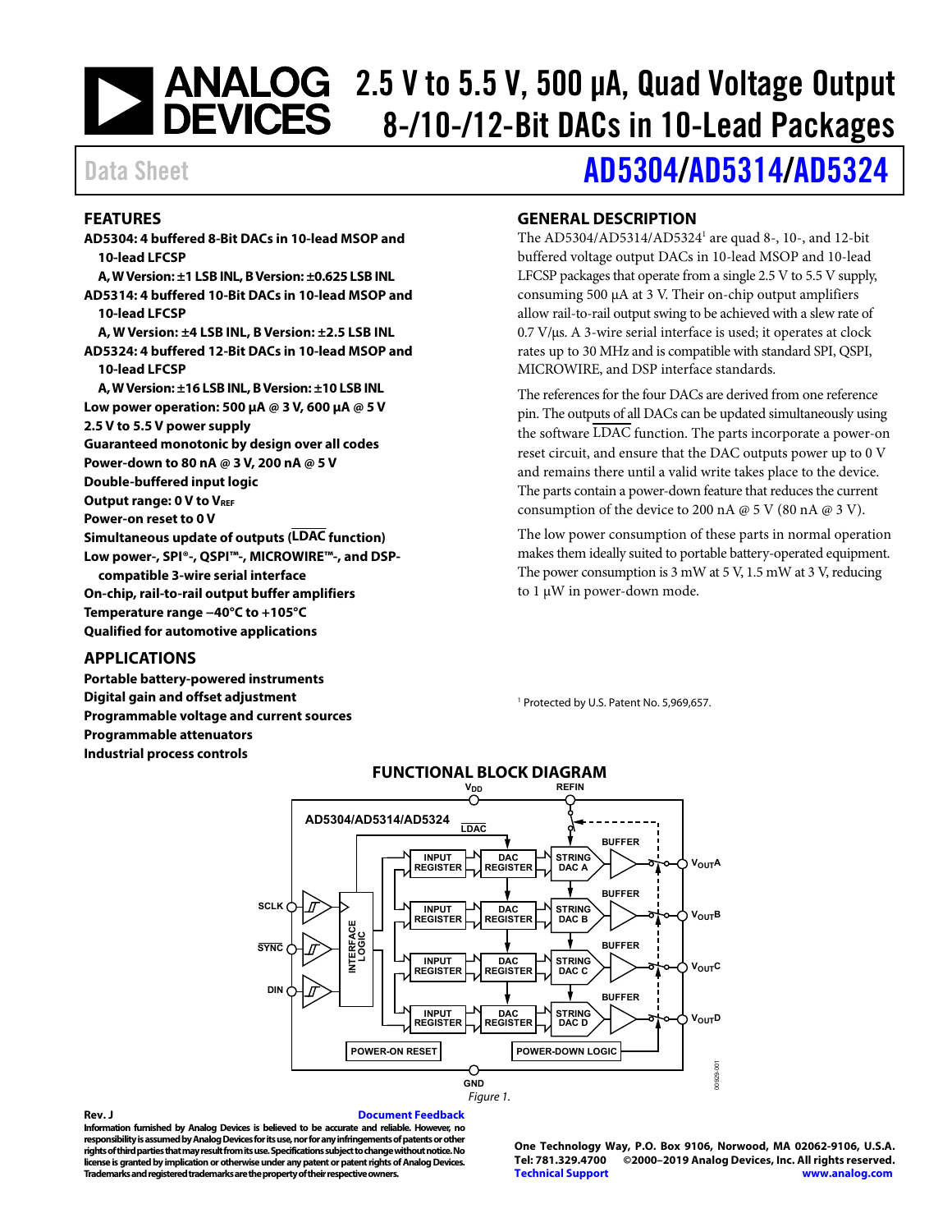# 2.5 V to 5.5 V, 500 µA, Quad Voltage Output 8-/10-/12-Bit DACs in 10-Lead Packages

Data Sheet

# AD5304/AD5314/AD5324

## FEATURES

**AD5304: 4 buffered 8-Bit DACs in 10-lead MSOP and 10-lead LFCSP**
- **A, W Version: ±1 LSB INL, B Version: ±0.625 LSB INL**

**AD5314: 4 buffered 10-Bit DACs in 10-lead MSOP and 10-lead LFCSP**
- **A, W Version: ±4 LSB INL, B Version: ±2.5 LSB INL**

**AD5324: 4 buffered 12-Bit DACs in 10-lead MSOP and 10-lead LFCSP**
- **A, W Version: ±16 LSB INL, B Version: ±10 LSB INL**

**Low power operation: 500 µA @ 3 V, 600 µA @ 5 V**
**2.5 V to 5.5 V power supply**
**Guaranteed monotonic by design over all codes**
**Power-down to 80 nA @ 3 V, 200 nA @ 5 V**
**Double-buffered input logic**
**Output range: 0 V to $V_{REF}$**
**Power-on reset to 0 V**
**Simultaneous update of outputs (LDAC function)**
**Low power-, SPI®-, QSPI™-, MICROWIRE™-, and DSP-compatible 3-wire serial interface**
**On-chip, rail-to-rail output buffer amplifiers**
**Temperature range −40°C to +105°C**
**Qualified for automotive applications**

## APPLICATIONS

**Portable battery-powered instruments**
**Digital gain and offset adjustment**
**Programmable voltage and current sources**
**Programmable attenuators**
**Industrial process controls**

## GENERAL DESCRIPTION

The AD5304/AD5314/AD5324[1] are quad 8-, 10-, and 12-bit buffered voltage output DACs in 10-lead MSOP and 10-lead LFCSP packages that operate from a single 2.5 V to 5.5 V supply, consuming 500 µA at 3 V. Their on-chip output amplifiers allow rail-to-rail output swing to be achieved with a slew rate of 0.7 V/µs. A 3-wire serial interface is used; it operates at clock rates up to 30 MHz and is compatible with standard SPI, QSPI, MICROWIRE, and DSP interface standards.

The references for the four DACs are derived from one reference pin. The outputs of all DACs can be updated simultaneously using the software LDAC function. The parts incorporate a power-on reset circuit, and ensure that the DAC outputs power up to 0 V and remains there until a valid write takes place to the device. The parts contain a power-down feature that reduces the current consumption of the device to 200 nA @ 5 V (80 nA @ 3 V).

The low power consumption of these parts in normal operation makes them ideally suited to portable battery-operated equipment. The power consumption is 3 mW at 5 V, 1.5 mW at 3 V, reducing to 1 µW in power-down mode.

[1] Protected by U.S. Patent No. 5,969,657.

## FUNCTIONAL BLOCK DIAGRAM

Figure 1.

Rev. J

Information furnished by Analog Devices is believed to be accurate and reliable. However, no responsibility is assumed by Analog Devices for its use, nor for any infringements of patents or other rights of third parties that may result from its use. Specifications subject to change without notice. No license is granted by implication or otherwise under any patent or patent rights of Analog Devices. Trademarks and registered trademarks are the property of their respective owners.

One Technology Way, P.O. Box 9106, Norwood, MA 02062-9106, U.S.A.
Tel: 781.329.4700 ©2000–2019 Analog Devices, Inc. All rights reserved.
Technical Support www.analog.com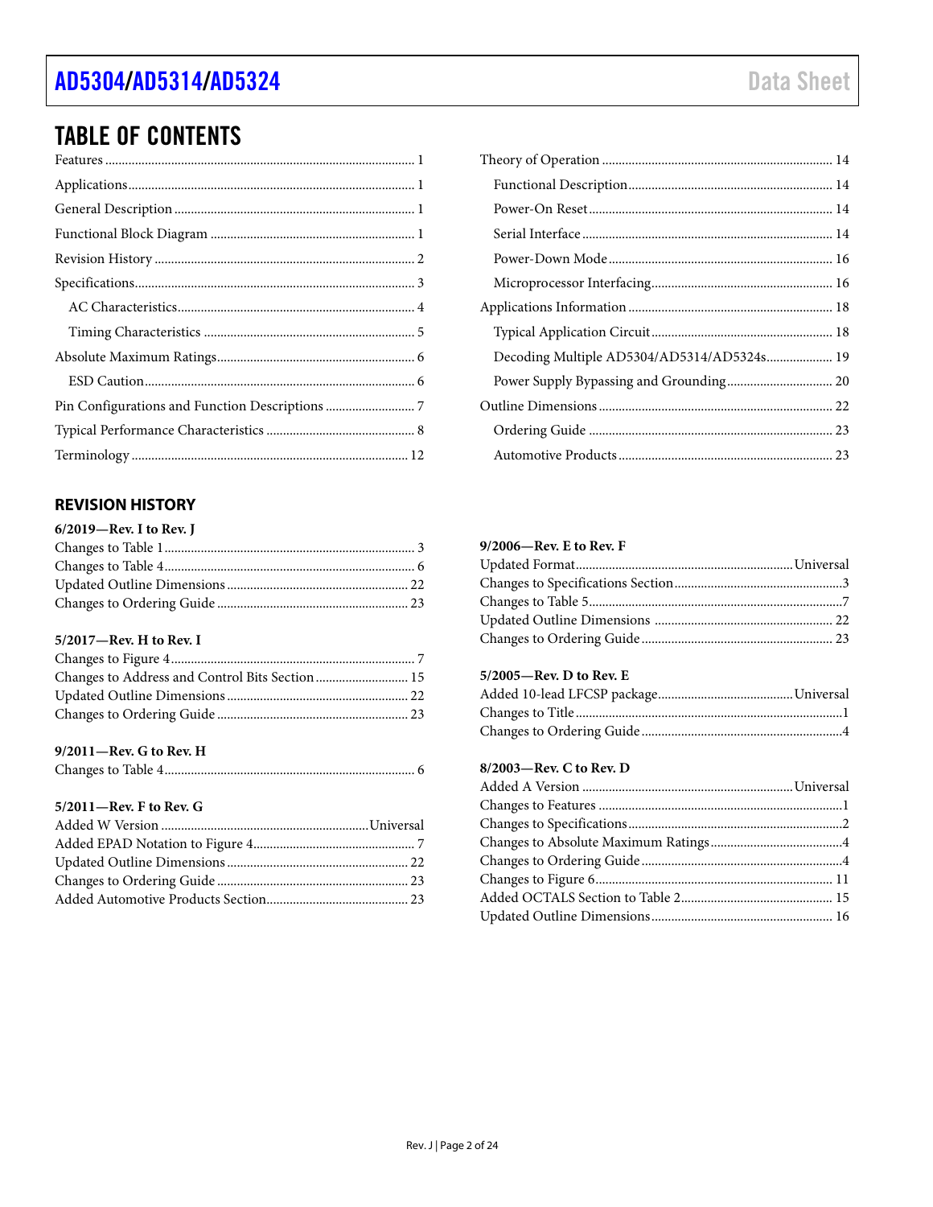## TABLE OF CONTENTS

Features ............................................................ 1
Applications ........................................................ 1
General Description ................................................. 1
Functional Block Diagram ............................................ 1
Revision History .................................................... 2
Specifications ...................................................... 3
  AC Characteristics ................................................ 4
  Timing Characteristics ............................................ 5
Absolute Maximum Ratings ............................................ 6
  ESD Caution ....................................................... 6
Pin Configurations and Function Descriptions ........................ 7
Typical Performance Characteristics ................................. 8
Terminology ......................................................... 12
Theory of Operation ................................................. 14
  Functional Description ............................................ 14
  Power-On Reset .................................................... 14
  Serial Interface .................................................. 14
  Power-Down Mode ................................................... 16
  Microprocessor Interfacing ........................................ 16
Applications Information ............................................ 18
  Typical Application Circuit ....................................... 18
  Decoding Multiple AD5304/AD5314/AD5324s ........................... 19
  Power Supply Bypassing and Grounding .............................. 20
Outline Dimensions .................................................. 22
  Ordering Guide .................................................... 23
  Automotive Products ............................................... 23

### REVISION HISTORY

**6/2019—Rev. I to Rev. J**

Changes to Table 1 .................................................. 3
Changes to Table 4 .................................................. 6
Updated Outline Dimensions .......................................... 22
Changes to Ordering Guide ........................................... 23

**5/2017—Rev. H to Rev. I**

Changes to Figure 4 ................................................. 7
Changes to Address and Control Bits Section ......................... 15
Updated Outline Dimensions .......................................... 22
Changes to Ordering Guide ........................................... 23

**9/2011—Rev. G to Rev. H**

Changes to Table 4 .................................................. 6

**5/2011—Rev. F to Rev. G**

Added W Version ..................................................... Universal
Added EPAD Notation to Figure 4 ..................................... 7
Updated Outline Dimensions .......................................... 22
Changes to Ordering Guide ........................................... 23
Added Automotive Products Section ................................... 23

**9/2006—Rev. E to Rev. F**

Updated Format ...................................................... Universal
Changes to Specifications Section ................................... 3
Changes to Table 5 .................................................. 7
Updated Outline Dimensions .......................................... 22
Changes to Ordering Guide ........................................... 23

**5/2005—Rev. D to Rev. E**

Added 10-lead LFCSP package ......................................... Universal
Changes to Title .................................................... 1
Changes to Ordering Guide ........................................... 4

**8/2003—Rev. C to Rev. D**

Added A Version ..................................................... Universal
Changes to Features ................................................. 1
Changes to Specifications ........................................... 2
Changes to Absolute Maximum Ratings ................................. 4
Changes to Ordering Guide ........................................... 4
Changes to Figure 6 ................................................. 11
Added OCTALS Section to Table 2 ..................................... 15
Updated Outline Dimensions .......................................... 16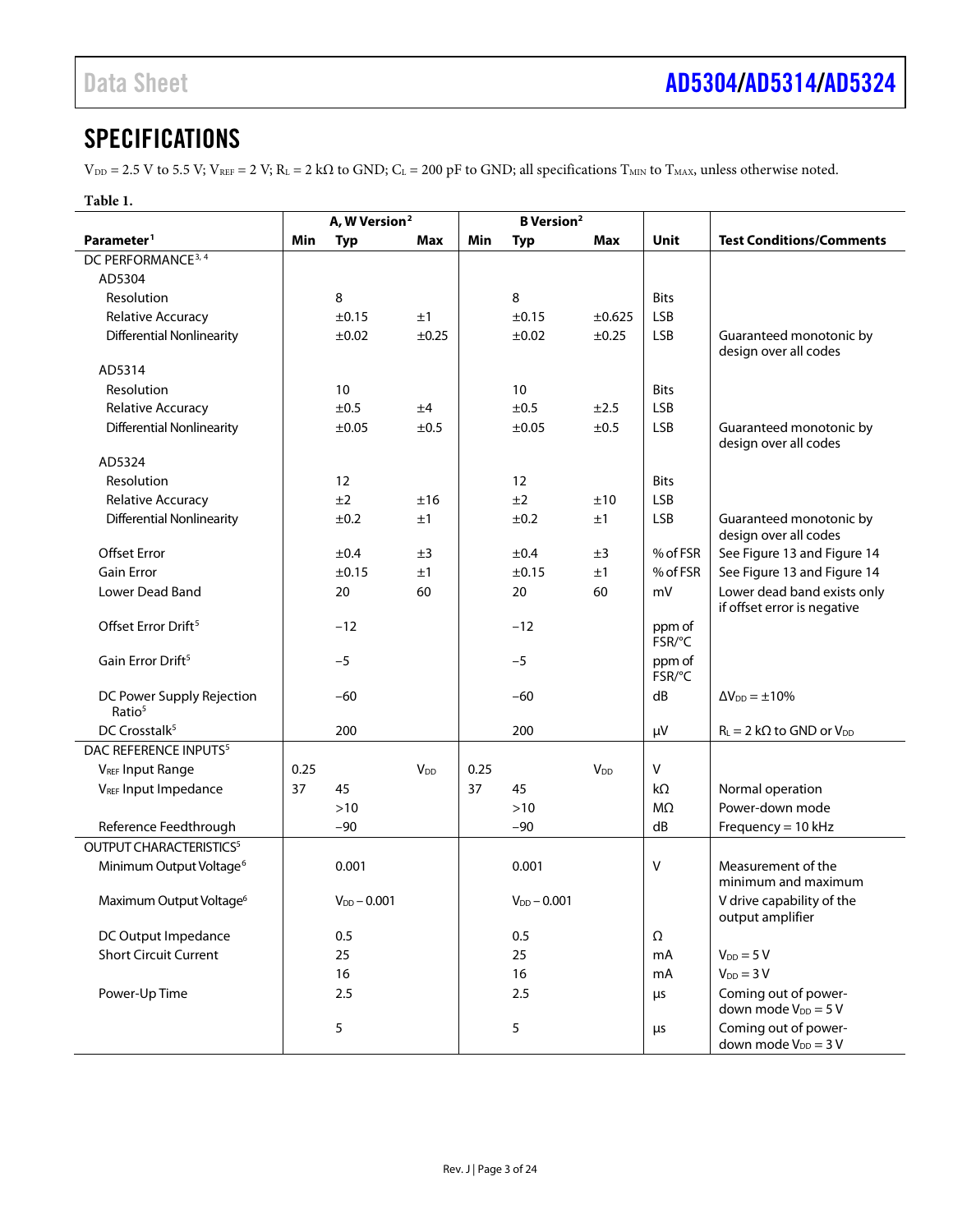## SPECIFICATIONS

$V_{DD}$ = 2.5 V to 5.5 V; $V_{REF}$ = 2 V; $R_L$ = 2 kΩ to GND; $C_L$ = 200 pF to GND; all specifications $T_{MIN}$ to $T_{MAX}$, unless otherwise noted.

**Table 1.**

| Parameter[1] | A, W Version[2] Min | A, W Version[2] Typ | A, W Version[2] Max | B Version[2] Min | B Version[2] Typ | B Version[2] Max | Unit | Test Conditions/Comments |
|---|---|---|---|---|---|---|---|---|
| DC PERFORMANCE[3, 4] | | | | | | | | |
| AD5304 | | | | | | | | |
| Resolution | | 8 | | | 8 | | Bits | |
| Relative Accuracy | | ±0.15 | ±1 | | ±0.15 | ±0.625 | LSB | |
| Differential Nonlinearity | | ±0.02 | ±0.25 | | ±0.02 | ±0.25 | LSB | Guaranteed monotonic by design over all codes |
| AD5314 | | | | | | | | |
| Resolution | | 10 | | | 10 | | Bits | |
| Relative Accuracy | | ±0.5 | ±4 | | ±0.5 | ±2.5 | LSB | |
| Differential Nonlinearity | | ±0.05 | ±0.5 | | ±0.05 | ±0.5 | LSB | Guaranteed monotonic by design over all codes |
| AD5324 | | | | | | | | |
| Resolution | | 12 | | | 12 | | Bits | |
| Relative Accuracy | | ±2 | ±16 | | ±2 | ±10 | LSB | |
| Differential Nonlinearity | | ±0.2 | ±1 | | ±0.2 | ±1 | LSB | Guaranteed monotonic by design over all codes |
| Offset Error | | ±0.4 | ±3 | | ±0.4 | ±3 | % of FSR | See Figure 13 and Figure 14 |
| Gain Error | | ±0.15 | ±1 | | ±0.15 | ±1 | % of FSR | See Figure 13 and Figure 14 |
| Lower Dead Band | | 20 | 60 | | 20 | 60 | mV | Lower dead band exists only if offset error is negative |
| Offset Error Drift[5] | | −12 | | | −12 | | ppm of FSR/°C | |
| Gain Error Drift[5] | | −5 | | | −5 | | ppm of FSR/°C | |
| DC Power Supply Rejection Ratio[5] | | −60 | | | −60 | | dB | $\Delta V_{DD}$ = ±10% |
| DC Crosstalk[5] | | 200 | | | 200 | | µV | $R_L$ = 2 kΩ to GND or $V_{DD}$ |
| DAC REFERENCE INPUTS[5] | | | | | | | | |
| $V_{REF}$ Input Range | 0.25 | | $V_{DD}$ | 0.25 | | $V_{DD}$ | V | |
| $V_{REF}$ Input Impedance | 37 | 45 | | 37 | 45 | | kΩ | Normal operation |
| | | >10 | | | >10 | | MΩ | Power-down mode |
| Reference Feedthrough | | −90 | | | −90 | | dB | Frequency = 10 kHz |
| OUTPUT CHARACTERISTICS[5] | | | | | | | | |
| Minimum Output Voltage[6] | | 0.001 | | | 0.001 | | V | Measurement of the minimum and maximum V drive capability of the output amplifier |
| Maximum Output Voltage[6] | | $V_{DD}$ − 0.001 | | | $V_{DD}$ − 0.001 | | | |
| DC Output Impedance | | 0.5 | | | 0.5 | | Ω | |
| Short Circuit Current | | 25 | | | 25 | | mA | $V_{DD}$ = 5 V |
| | | 16 | | | 16 | | mA | $V_{DD}$ = 3 V |
| Power-Up Time | | 2.5 | | | 2.5 | | µs | Coming out of power-down mode $V_{DD}$ = 5 V |
| | | 5 | | | 5 | | µs | Coming out of power-down mode $V_{DD}$ = 3 V |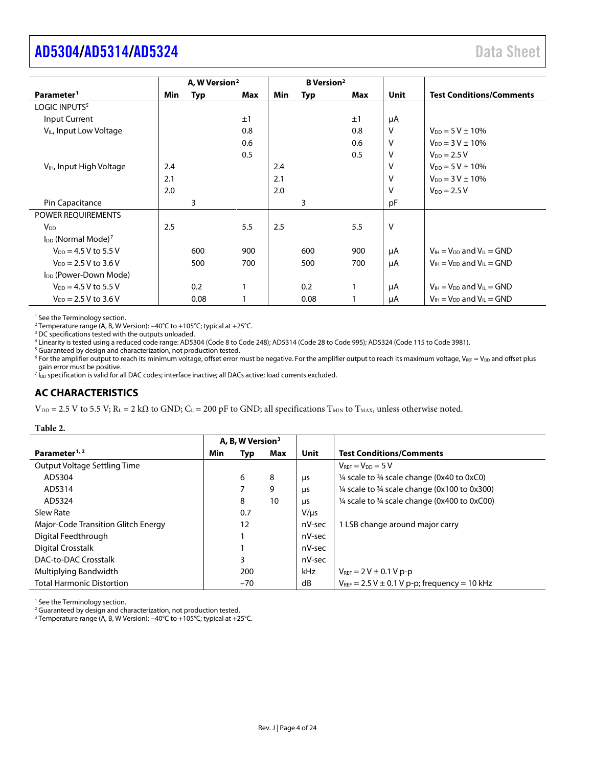| Parameter[1] | A, W Version[2] | | | B Version[2] | | | Unit | Test Conditions/Comments |
|---|---|---|---|---|---|---|---|---|
| | Min | Typ | Max | Min | Typ | Max | | |
| LOGIC INPUTS[5] | | | | | | | | |
| Input Current | | | ±1 | | | ±1 | μA | |
| $V_{IL}$, Input Low Voltage | | | 0.8 | | | 0.8 | V | $V_{DD}$ = 5 V ± 10% |
| | | | 0.6 | | | 0.6 | V | $V_{DD}$ = 3 V ± 10% |
| | | | 0.5 | | | 0.5 | V | $V_{DD}$ = 2.5 V |
| $V_{IH}$, Input High Voltage | 2.4 | | | 2.4 | | | V | $V_{DD}$ = 5 V ± 10% |
| | 2.1 | | | 2.1 | | | V | $V_{DD}$ = 3 V ± 10% |
| | 2.0 | | | 2.0 | | | V | $V_{DD}$ = 2.5 V |
| Pin Capacitance | | 3 | | | 3 | | pF | |
| POWER REQUIREMENTS | | | | | | | | |
| $V_{DD}$ | 2.5 | | 5.5 | 2.5 | | 5.5 | V | |
| $I_{DD}$ (Normal Mode)[7] | | | | | | | | |
| $V_{DD}$ = 4.5 V to 5.5 V | | 600 | 900 | | 600 | 900 | μA | $V_{IH}$ = $V_{DD}$ and $V_{IL}$ = GND |
| $V_{DD}$ = 2.5 V to 3.6 V | | 500 | 700 | | 500 | 700 | μA | $V_{IH}$ = $V_{DD}$ and $V_{IL}$ = GND |
| $I_{DD}$ (Power-Down Mode) | | | | | | | | |
| $V_{DD}$ = 4.5 V to 5.5 V | | 0.2 | 1 | | 0.2 | 1 | μA | $V_{IH}$ = $V_{DD}$ and $V_{IL}$ = GND |
| $V_{DD}$ = 2.5 V to 3.6 V | | 0.08 | 1 | | 0.08 | 1 | μA | $V_{IH}$ = $V_{DD}$ and $V_{IL}$ = GND |

[1] See the Terminology section.
[2] Temperature range (A, B, W Version): −40°C to +105°C; typical at +25°C.
[3] DC specifications tested with the outputs unloaded.
[4] Linearity is tested using a reduced code range: AD5304 (Code 8 to Code 248); AD5314 (Code 28 to Code 995); AD5324 (Code 115 to Code 3981).
[5] Guaranteed by design and characterization, not production tested.
[6] For the amplifier output to reach its minimum voltage, offset error must be negative. For the amplifier output to reach its maximum voltage, $V_{REF}$ = $V_{DD}$ and offset plus gain error must be positive.
[7] $I_{DD}$ specification is valid for all DAC codes; interface inactive; all DACs active; load currents excluded.

## AC CHARACTERISTICS

$V_{DD}$ = 2.5 V to 5.5 V; $R_L$ = 2 kΩ to GND; $C_L$ = 200 pF to GND; all specifications $T_{MIN}$ to $T_{MAX}$, unless otherwise noted.

**Table 2.**

| Parameter[1, 2] | A, B, W Version[3] | | | Unit | Test Conditions/Comments |
|---|---|---|---|---|---|
| | Min | Typ | Max | | |
| Output Voltage Settling Time | | | | | $V_{REF}$ = $V_{DD}$ = 5 V |
| AD5304 | | 6 | 8 | μs | ¼ scale to ¾ scale change (0x40 to 0xC0) |
| AD5314 | | 7 | 9 | μs | ¼ scale to ¾ scale change (0x100 to 0x300) |
| AD5324 | | 8 | 10 | μs | ¼ scale to ¾ scale change (0x400 to 0xC00) |
| Slew Rate | | 0.7 | | V/μs | |
| Major-Code Transition Glitch Energy | | 12 | | nV-sec | 1 LSB change around major carry |
| Digital Feedthrough | | 1 | | nV-sec | |
| Digital Crosstalk | | 1 | | nV-sec | |
| DAC-to-DAC Crosstalk | | 3 | | nV-sec | |
| Multiplying Bandwidth | | 200 | | kHz | $V_{REF}$ = 2 V ± 0.1 V p-p |
| Total Harmonic Distortion | | −70 | | dB | $V_{REF}$ = 2.5 V ± 0.1 V p-p; frequency = 10 kHz |

[1] See the Terminology section.
[2] Guaranteed by design and characterization, not production tested.
[3] Temperature range (A, B, W Version): −40°C to +105°C; typical at +25°C.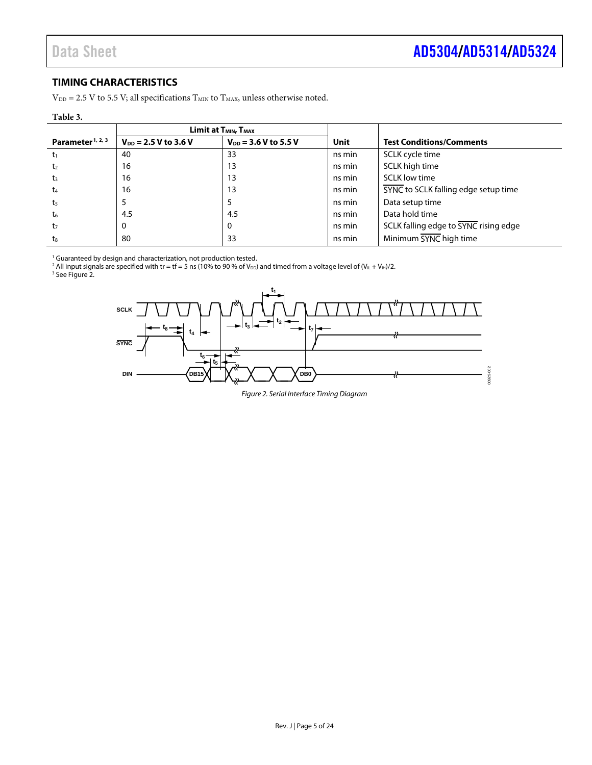## TIMING CHARACTERISTICS

$V_{DD}$ = 2.5 V to 5.5 V; all specifications $T_{MIN}$ to $T_{MAX}$, unless otherwise noted.

**Table 3.**

| Parameter[1, 2, 3] | Limit at $T_{MIN}$, $T_{MAX}$ | | Unit | Test Conditions/Comments |
|---|---|---|---|---|
| | $V_{DD}$ = 2.5 V to 3.6 V | $V_{DD}$ = 3.6 V to 5.5 V | | |
| $t_1$ | 40 | 33 | ns min | SCLK cycle time |
| $t_2$ | 16 | 13 | ns min | SCLK high time |
| $t_3$ | 16 | 13 | ns min | SCLK low time |
| $t_4$ | 16 | 13 | ns min | SYNC to SCLK falling edge setup time |
| $t_5$ | 5 | 5 | ns min | Data setup time |
| $t_6$ | 4.5 | 4.5 | ns min | Data hold time |
| $t_7$ | 0 | 0 | ns min | SCLK falling edge to SYNC rising edge |
| $t_8$ | 80 | 33 | ns min | Minimum SYNC high time |

[1] Guaranteed by design and characterization, not production tested.
[2] All input signals are specified with tr = tf = 5 ns (10% to 90 % of $V_{DD}$) and timed from a voltage level of $(V_{IL} + V_{IH})/2$.
[3] See Figure 2.

*Figure 2. Serial Interface Timing Diagram*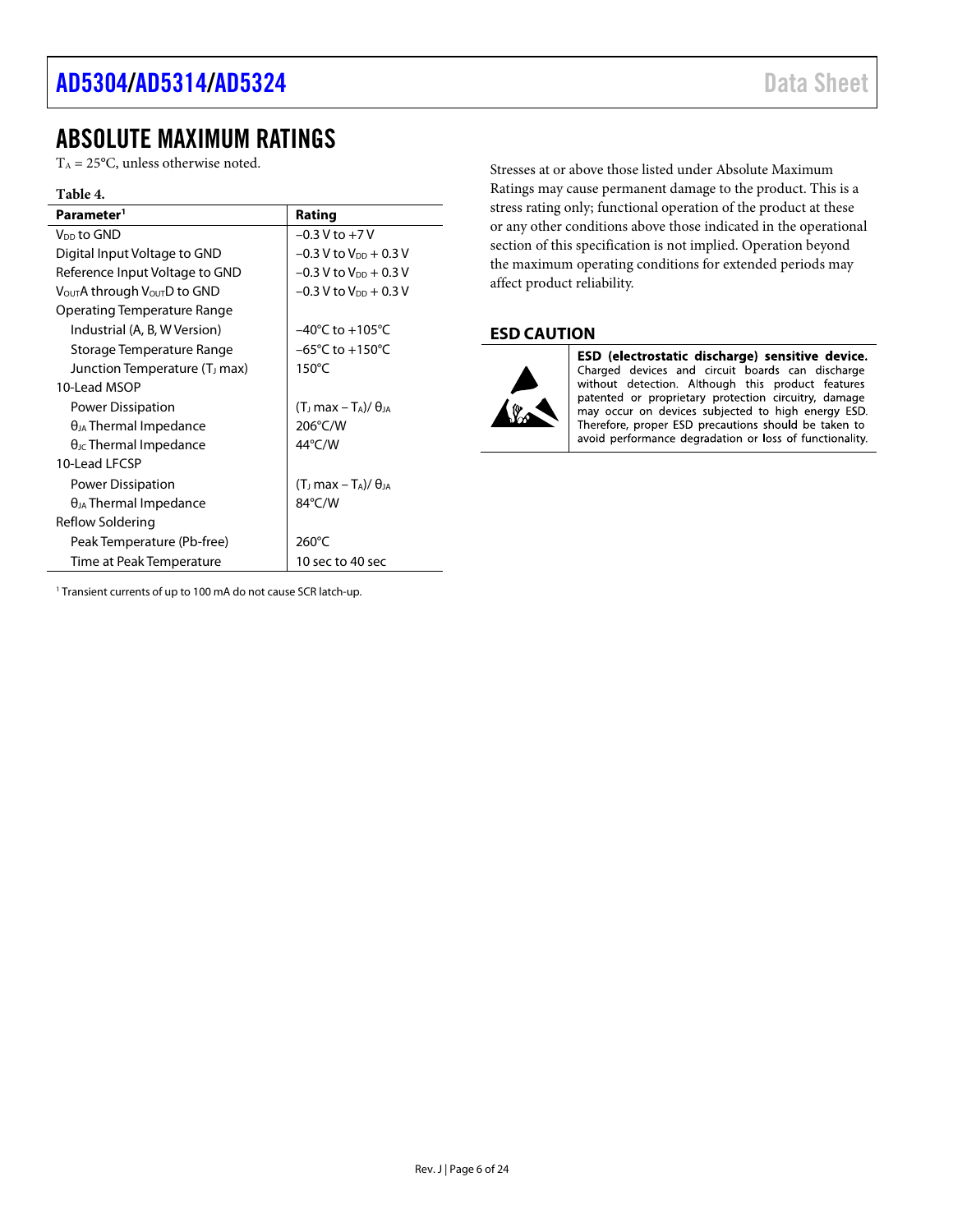# ABSOLUTE MAXIMUM RATINGS

$T_A$ = 25°C, unless otherwise noted.

**Table 4.**

| Parameter[1] | Rating |
|---|---|
| $V_{DD}$ to GND | −0.3 V to +7 V |
| Digital Input Voltage to GND | −0.3 V to $V_{DD}$ + 0.3 V |
| Reference Input Voltage to GND | −0.3 V to $V_{DD}$ + 0.3 V |
| $V_{OUT}$A through $V_{OUT}$D to GND | −0.3 V to $V_{DD}$ + 0.3 V |
| Operating Temperature Range | |
| Industrial (A, B, W Version) | −40°C to +105°C |
| Storage Temperature Range | −65°C to +150°C |
| Junction Temperature ($T_J$ max) | 150°C |
| 10-Lead MSOP | |
| Power Dissipation | $(T_J \text{ max} - T_A)/\theta_{JA}$ |
| $\theta_{JA}$ Thermal Impedance | 206°C/W |
| $\theta_{JC}$ Thermal Impedance | 44°C/W |
| 10-Lead LFCSP | |
| Power Dissipation | $(T_J \text{ max} - T_A)/\theta_{JA}$ |
| $\theta_{JA}$ Thermal Impedance | 84°C/W |
| Reflow Soldering | |
| Peak Temperature (Pb-free) | 260°C |
| Time at Peak Temperature | 10 sec to 40 sec |

[1] Transient currents of up to 100 mA do not cause SCR latch-up.

Stresses at or above those listed under Absolute Maximum Ratings may cause permanent damage to the product. This is a stress rating only; functional operation of the product at these or any other conditions above those indicated in the operational section of this specification is not implied. Operation beyond the maximum operating conditions for extended periods may affect product reliability.

## ESD CAUTION

**ESD (electrostatic discharge) sensitive device.** Charged devices and circuit boards can discharge without detection. Although this product features patented or proprietary protection circuitry, damage may occur on devices subjected to high energy ESD. Therefore, proper ESD precautions should be taken to avoid performance degradation or loss of functionality.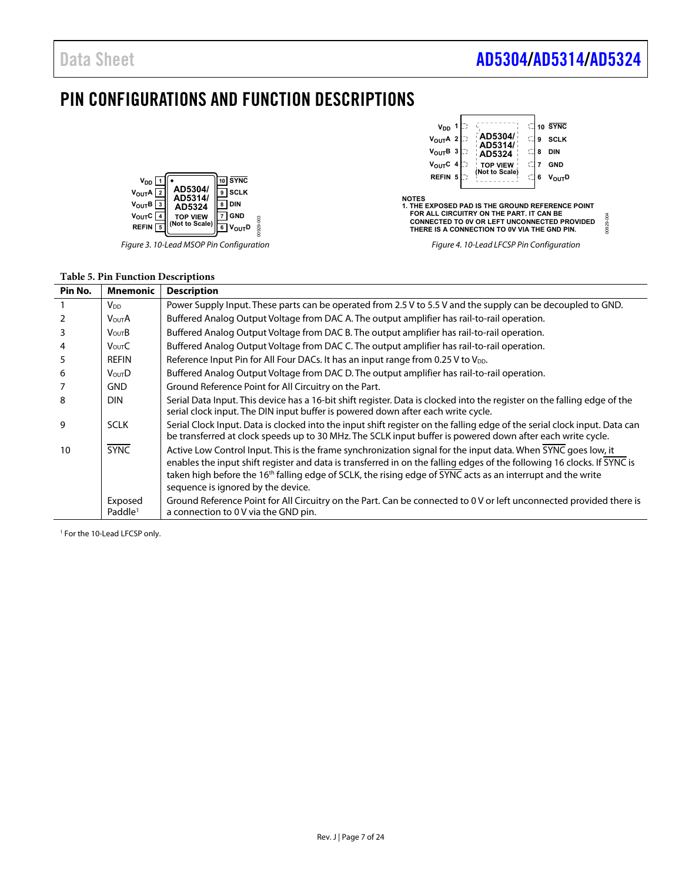# PIN CONFIGURATIONS AND FUNCTION DESCRIPTIONS

Figure 3. 10-Lead MSOP Pin Configuration

NOTES
1. THE EXPOSED PAD IS THE GROUND REFERENCE POINT FOR ALL CIRCUITRY ON THE PART. IT CAN BE CONNECTED TO 0V OR LEFT UNCONNECTED PROVIDED THERE IS A CONNECTION TO 0V VIA THE GND PIN.

Figure 4. 10-Lead LFCSP Pin Configuration

**Table 5. Pin Function Descriptions**

| Pin No. | Mnemonic | Description |
|---|---|---|
| 1 | $V_{DD}$ | Power Supply Input. These parts can be operated from 2.5 V to 5.5 V and the supply can be decoupled to GND. |
| 2 | $V_{OUT}A$ | Buffered Analog Output Voltage from DAC A. The output amplifier has rail-to-rail operation. |
| 3 | $V_{OUT}B$ | Buffered Analog Output Voltage from DAC B. The output amplifier has rail-to-rail operation. |
| 4 | $V_{OUT}C$ | Buffered Analog Output Voltage from DAC C. The output amplifier has rail-to-rail operation. |
| 5 | REFIN | Reference Input Pin for All Four DACs. It has an input range from 0.25 V to $V_{DD}$. |
| 6 | $V_{OUT}D$ | Buffered Analog Output Voltage from DAC D. The output amplifier has rail-to-rail operation. |
| 7 | GND | Ground Reference Point for All Circuitry on the Part. |
| 8 | DIN | Serial Data Input. This device has a 16-bit shift register. Data is clocked into the register on the falling edge of the serial clock input. The DIN input buffer is powered down after each write cycle. |
| 9 | SCLK | Serial Clock Input. Data is clocked into the input shift register on the falling edge of the serial clock input. Data can be transferred at clock speeds up to 30 MHz. The SCLK input buffer is powered down after each write cycle. |
| 10 | $\overline{SYNC}$ | Active Low Control Input. This is the frame synchronization signal for the input data. When $\overline{SYNC}$ goes low, it enables the input shift register and data is transferred in on the falling edges of the following 16 clocks. If $\overline{SYNC}$ is taken high before the 16th falling edge of SCLK, the rising edge of $\overline{SYNC}$ acts as an interrupt and the write sequence is ignored by the device. |
| | Exposed Paddle[1] | Ground Reference Point for All Circuitry on the Part. Can be connected to 0 V or left unconnected provided there is a connection to 0 V via the GND pin. |

[1] For the 10-Lead LFCSP only.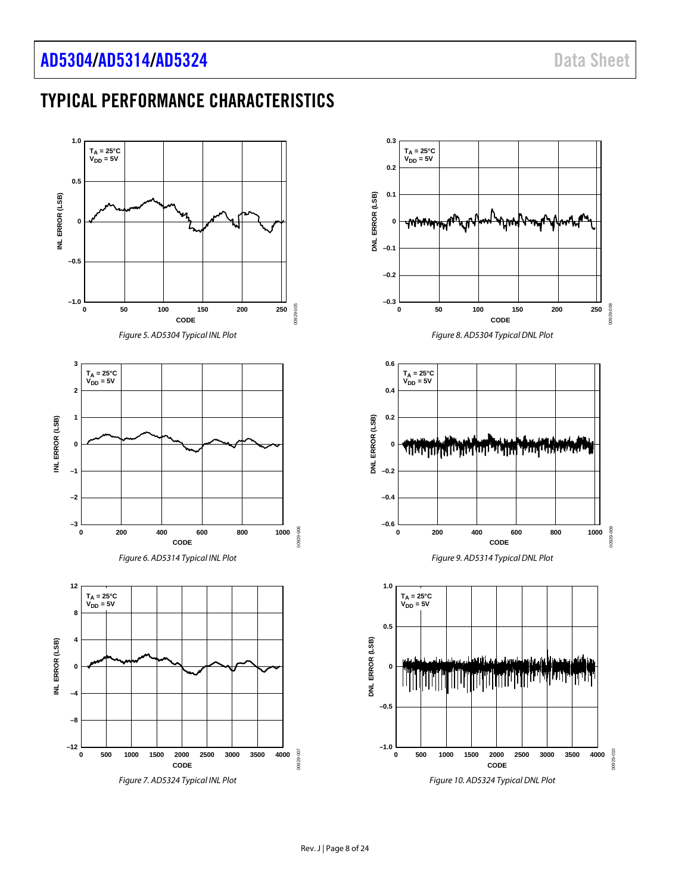# TYPICAL PERFORMANCE CHARACTERISTICS

Figure 5. AD5304 Typical INL Plot

Figure 6. AD5314 Typical INL Plot

Figure 7. AD5324 Typical INL Plot

Figure 8. AD5304 Typical DNL Plot

Figure 9. AD5314 Typical DNL Plot

Figure 10. AD5324 Typical DNL Plot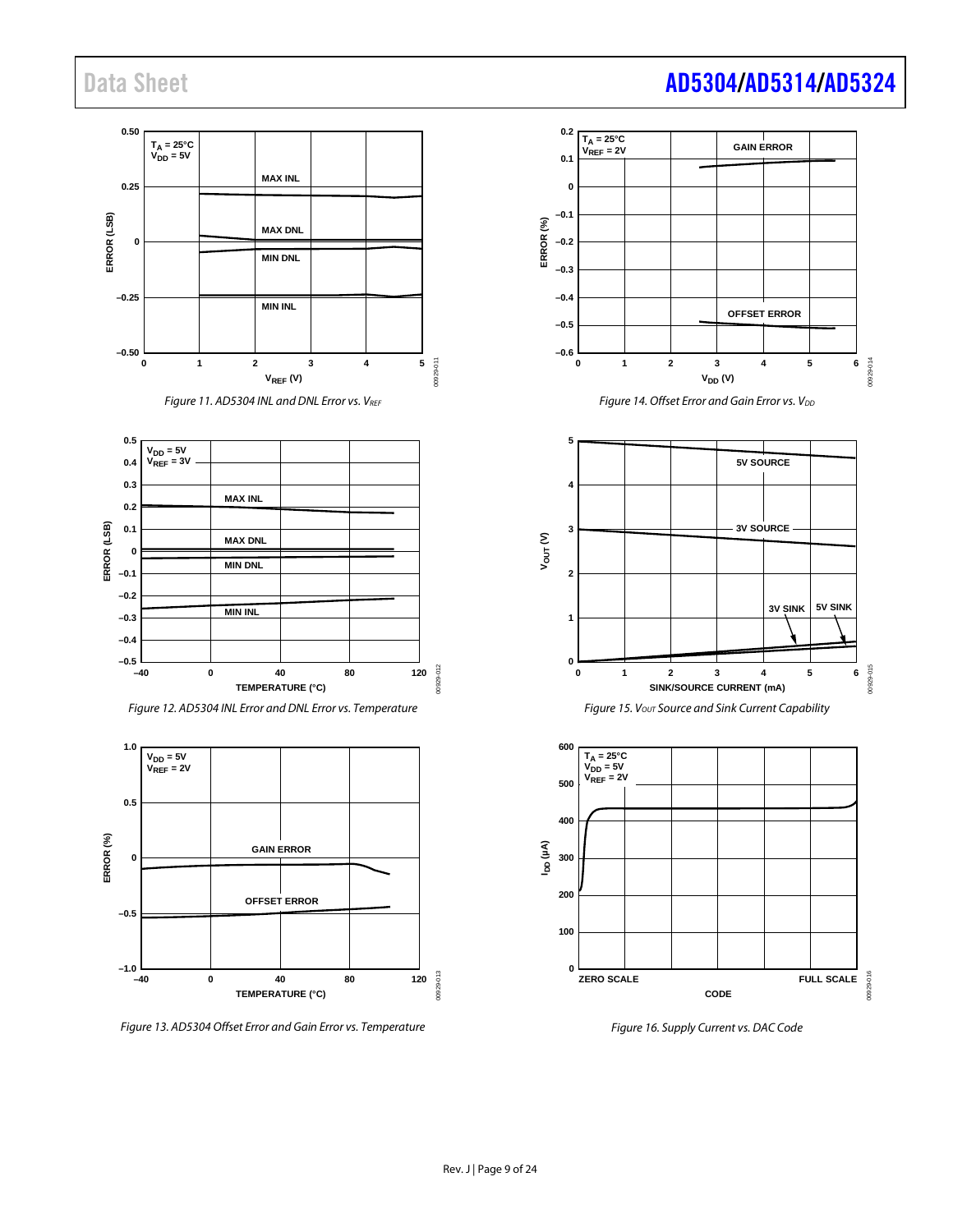Figure 11. AD5304 INL and DNL Error vs. $V_{REF}$

Figure 12. AD5304 INL Error and DNL Error vs. Temperature

Figure 13. AD5304 Offset Error and Gain Error vs. Temperature

Figure 14. Offset Error and Gain Error vs. $V_{DD}$

Figure 15. $V_{OUT}$ Source and Sink Current Capability

Figure 16. Supply Current vs. DAC Code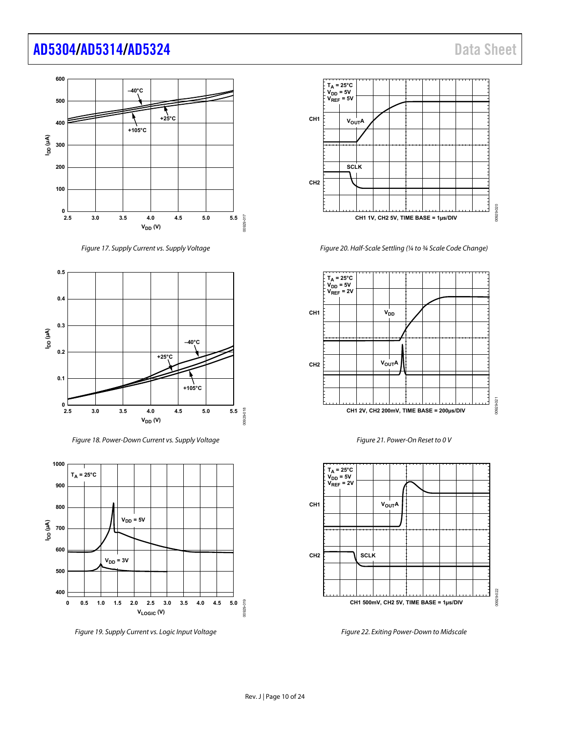Figure 17. Supply Current vs. Supply Voltage

Figure 18. Power-Down Current vs. Supply Voltage

Figure 19. Supply Current vs. Logic Input Voltage

Figure 20. Half-Scale Settling (¼ to ¾ Scale Code Change)

Figure 21. Power-On Reset to 0 V

Figure 22. Exiting Power-Down to Midscale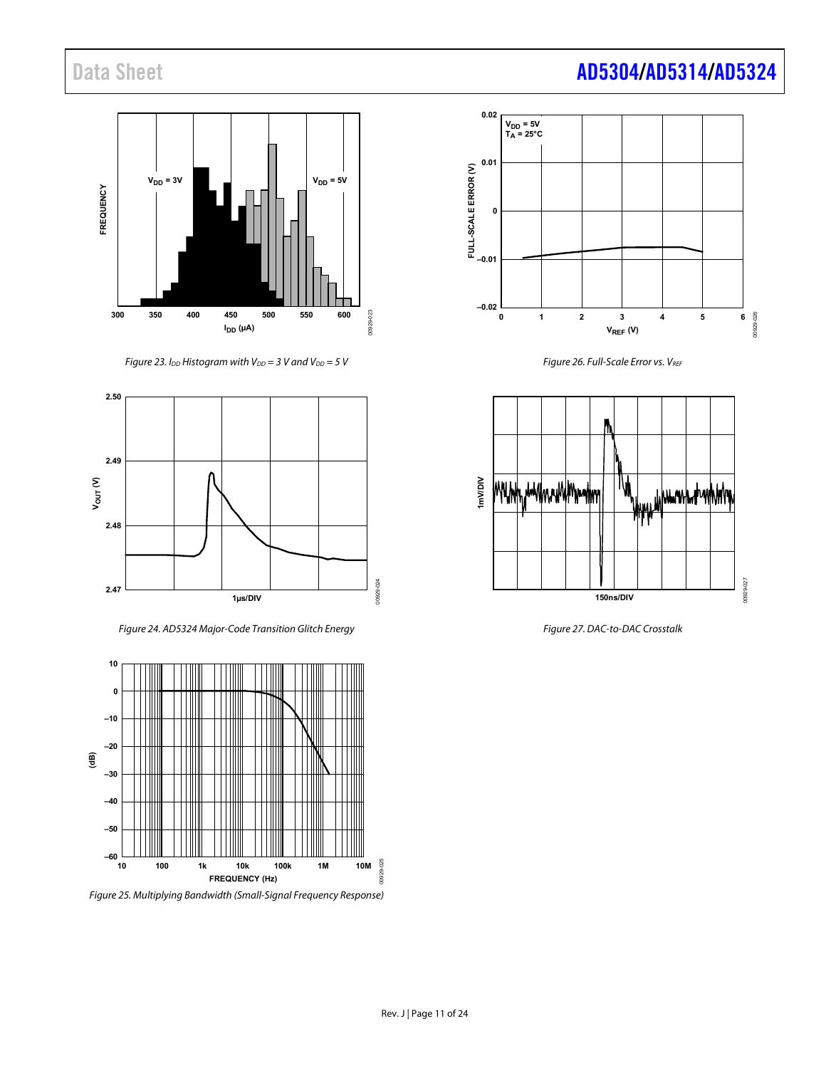Figure 23. $I_{DD}$ Histogram with $V_{DD}$ = 3 V and $V_{DD}$ = 5 V

Figure 24. AD5324 Major-Code Transition Glitch Energy

Figure 25. Multiplying Bandwidth (Small-Signal Frequency Response)

Figure 26. Full-Scale Error vs. $V_{REF}$

Figure 27. DAC-to-DAC Crosstalk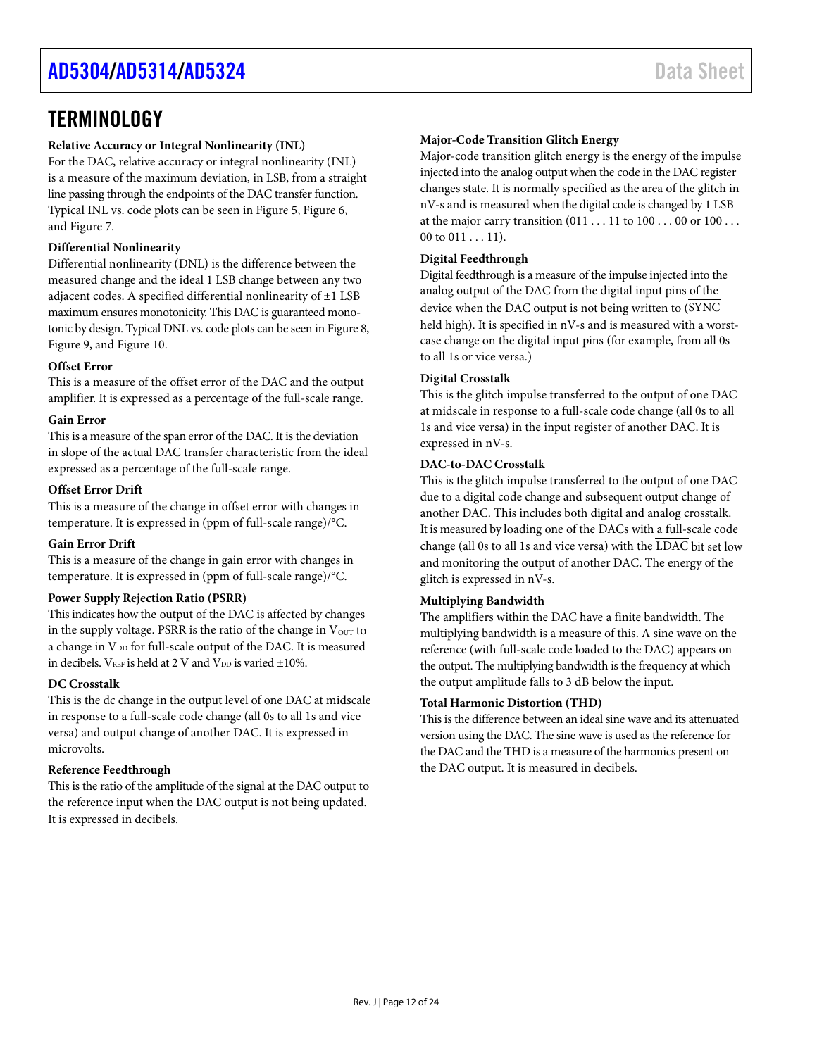# TERMINOLOGY

**Relative Accuracy or Integral Nonlinearity (INL)**

For the DAC, relative accuracy or integral nonlinearity (INL) is a measure of the maximum deviation, in LSB, from a straight line passing through the endpoints of the DAC transfer function. Typical INL vs. code plots can be seen in Figure 5, Figure 6, and Figure 7.

**Differential Nonlinearity**

Differential nonlinearity (DNL) is the difference between the measured change and the ideal 1 LSB change between any two adjacent codes. A specified differential nonlinearity of ±1 LSB maximum ensures monotonicity. This DAC is guaranteed monotonic by design. Typical DNL vs. code plots can be seen in Figure 8, Figure 9, and Figure 10.

**Offset Error**

This is a measure of the offset error of the DAC and the output amplifier. It is expressed as a percentage of the full-scale range.

**Gain Error**

This is a measure of the span error of the DAC. It is the deviation in slope of the actual DAC transfer characteristic from the ideal expressed as a percentage of the full-scale range.

**Offset Error Drift**

This is a measure of the change in offset error with changes in temperature. It is expressed in (ppm of full-scale range)/°C.

**Gain Error Drift**

This is a measure of the change in gain error with changes in temperature. It is expressed in (ppm of full-scale range)/°C.

**Power Supply Rejection Ratio (PSRR)**

This indicates how the output of the DAC is affected by changes in the supply voltage. PSRR is the ratio of the change in $V_{OUT}$ to a change in $V_{DD}$ for full-scale output of the DAC. It is measured in decibels. $V_{REF}$ is held at 2 V and $V_{DD}$ is varied ±10%.

**DC Crosstalk**

This is the dc change in the output level of one DAC at midscale in response to a full-scale code change (all 0s to all 1s and vice versa) and output change of another DAC. It is expressed in microvolts.

**Reference Feedthrough**

This is the ratio of the amplitude of the signal at the DAC output to the reference input when the DAC output is not being updated. It is expressed in decibels.

**Major-Code Transition Glitch Energy**

Major-code transition glitch energy is the energy of the impulse injected into the analog output when the code in the DAC register changes state. It is normally specified as the area of the glitch in nV-s and is measured when the digital code is changed by 1 LSB at the major carry transition (011 . . . 11 to 100 . . . 00 or 100 . . . 00 to 011 . . . 11).

**Digital Feedthrough**

Digital feedthrough is a measure of the impulse injected into the analog output of the DAC from the digital input pins of the device when the DAC output is not being written to ($\overline{\text{SYNC}}$ held high). It is specified in nV-s and is measured with a worst-case change on the digital input pins (for example, from all 0s to all 1s or vice versa.)

**Digital Crosstalk**

This is the glitch impulse transferred to the output of one DAC at midscale in response to a full-scale code change (all 0s to all 1s and vice versa) in the input register of another DAC. It is expressed in nV-s.

**DAC-to-DAC Crosstalk**

This is the glitch impulse transferred to the output of one DAC due to a digital code change and subsequent output change of another DAC. This includes both digital and analog crosstalk. It is measured by loading one of the DACs with a full-scale code change (all 0s to all 1s and vice versa) with the $\overline{\text{LDAC}}$ bit set low and monitoring the output of another DAC. The energy of the glitch is expressed in nV-s.

**Multiplying Bandwidth**

The amplifiers within the DAC have a finite bandwidth. The multiplying bandwidth is a measure of this. A sine wave on the reference (with full-scale code loaded to the DAC) appears on the output. The multiplying bandwidth is the frequency at which the output amplitude falls to 3 dB below the input.

**Total Harmonic Distortion (THD)**

This is the difference between an ideal sine wave and its attenuated version using the DAC. The sine wave is used as the reference for the DAC and the THD is a measure of the harmonics present on the DAC output. It is measured in decibels.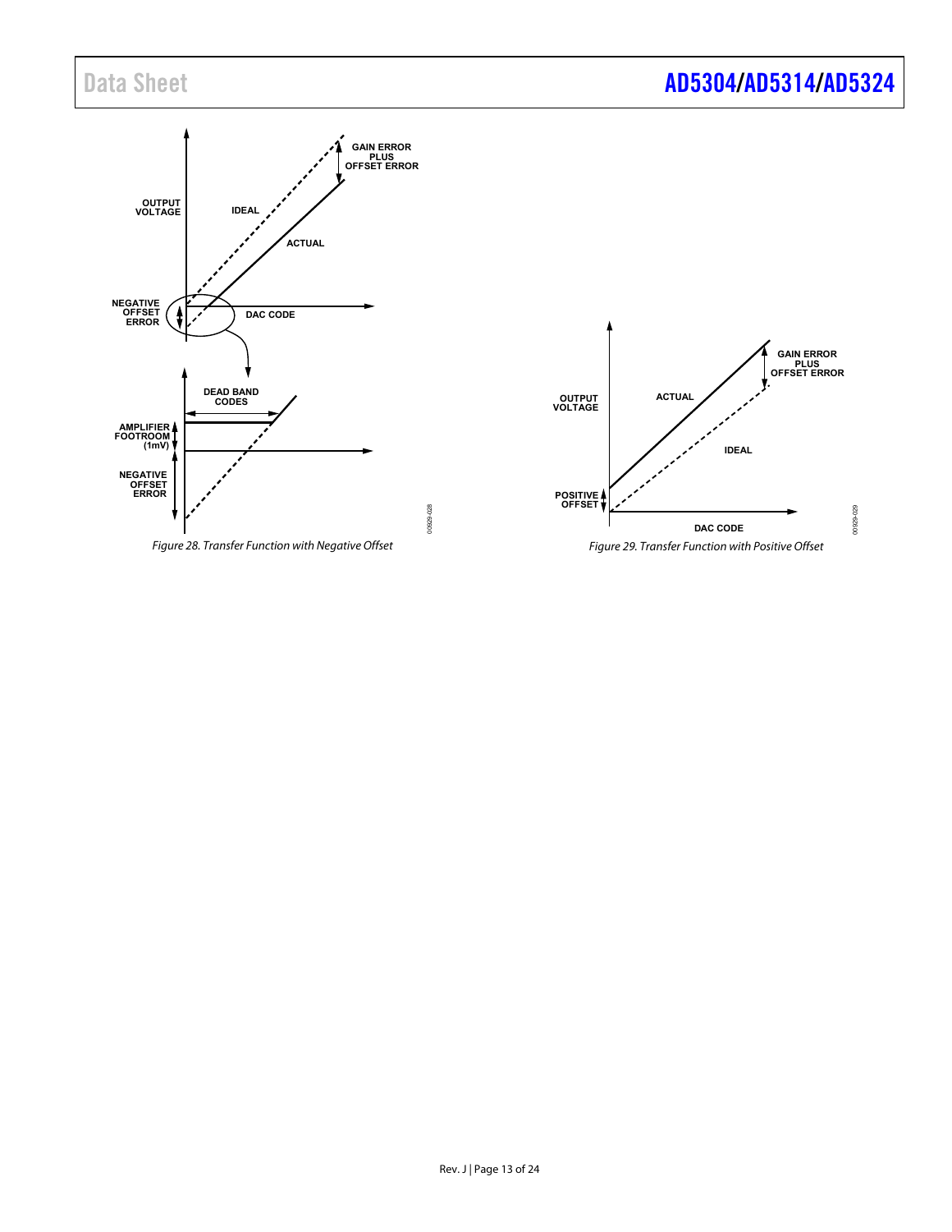Figure 28. Transfer Function with Negative Offset

Figure 29. Transfer Function with Positive Offset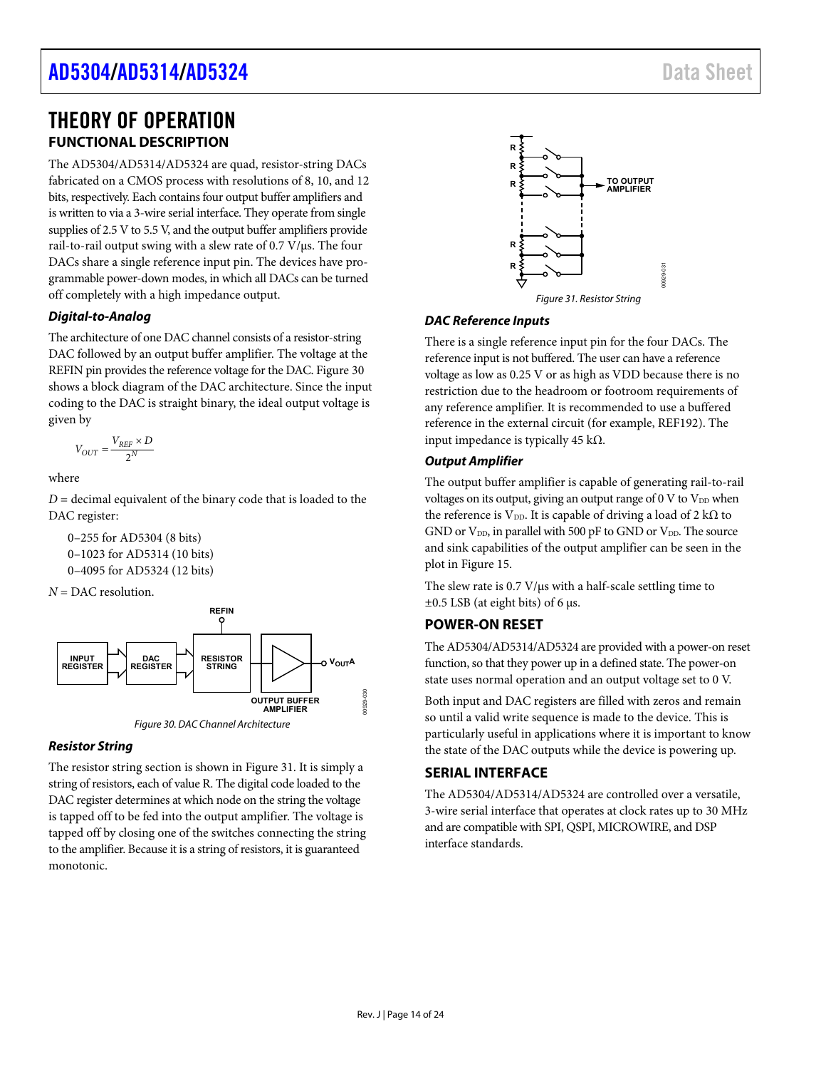# THEORY OF OPERATION

## FUNCTIONAL DESCRIPTION

The AD5304/AD5314/AD5324 are quad, resistor-string DACs fabricated on a CMOS process with resolutions of 8, 10, and 12 bits, respectively. Each contains four output buffer amplifiers and is written to via a 3-wire serial interface. They operate from single supplies of 2.5 V to 5.5 V, and the output buffer amplifiers provide rail-to-rail output swing with a slew rate of 0.7 V/μs. The four DACs share a single reference input pin. The devices have programmable power-down modes, in which all DACs can be turned off completely with a high impedance output.

### *Digital-to-Analog*

The architecture of one DAC channel consists of a resistor-string DAC followed by an output buffer amplifier. The voltage at the REFIN pin provides the reference voltage for the DAC. Figure 30 shows a block diagram of the DAC architecture. Since the input coding to the DAC is straight binary, the ideal output voltage is given by

$$V_{OUT} = \frac{V_{REF} \times D}{2^N}$$

where

$D$ = decimal equivalent of the binary code that is loaded to the DAC register:

0–255 for AD5304 (8 bits)
0–1023 for AD5314 (10 bits)
0–4095 for AD5324 (12 bits)

$N$ = DAC resolution.

Figure 30. DAC Channel Architecture

### *Resistor String*

The resistor string section is shown in Figure 31. It is simply a string of resistors, each of value R. The digital code loaded to the DAC register determines at which node on the string the voltage is tapped off to be fed into the output amplifier. The voltage is tapped off by closing one of the switches connecting the string to the amplifier. Because it is a string of resistors, it is guaranteed monotonic.

Figure 31. Resistor String

### *DAC Reference Inputs*

There is a single reference input pin for the four DACs. The reference input is not buffered. The user can have a reference voltage as low as 0.25 V or as high as VDD because there is no restriction due to the headroom or footroom requirements of any reference amplifier. It is recommended to use a buffered reference in the external circuit (for example, REF192). The input impedance is typically 45 kΩ.

### *Output Amplifier*

The output buffer amplifier is capable of generating rail-to-rail voltages on its output, giving an output range of 0 V to $V_{DD}$ when the reference is $V_{DD}$. It is capable of driving a load of 2 kΩ to GND or $V_{DD}$, in parallel with 500 pF to GND or $V_{DD}$. The source and sink capabilities of the output amplifier can be seen in the plot in Figure 15.

The slew rate is 0.7 V/μs with a half-scale settling time to ±0.5 LSB (at eight bits) of 6 μs.

## POWER-ON RESET

The AD5304/AD5314/AD5324 are provided with a power-on reset function, so that they power up in a defined state. The power-on state uses normal operation and an output voltage set to 0 V.

Both input and DAC registers are filled with zeros and remain so until a valid write sequence is made to the device. This is particularly useful in applications where it is important to know the state of the DAC outputs while the device is powering up.

## SERIAL INTERFACE

The AD5304/AD5314/AD5324 are controlled over a versatile, 3-wire serial interface that operates at clock rates up to 30 MHz and are compatible with SPI, QSPI, MICROWIRE, and DSP interface standards.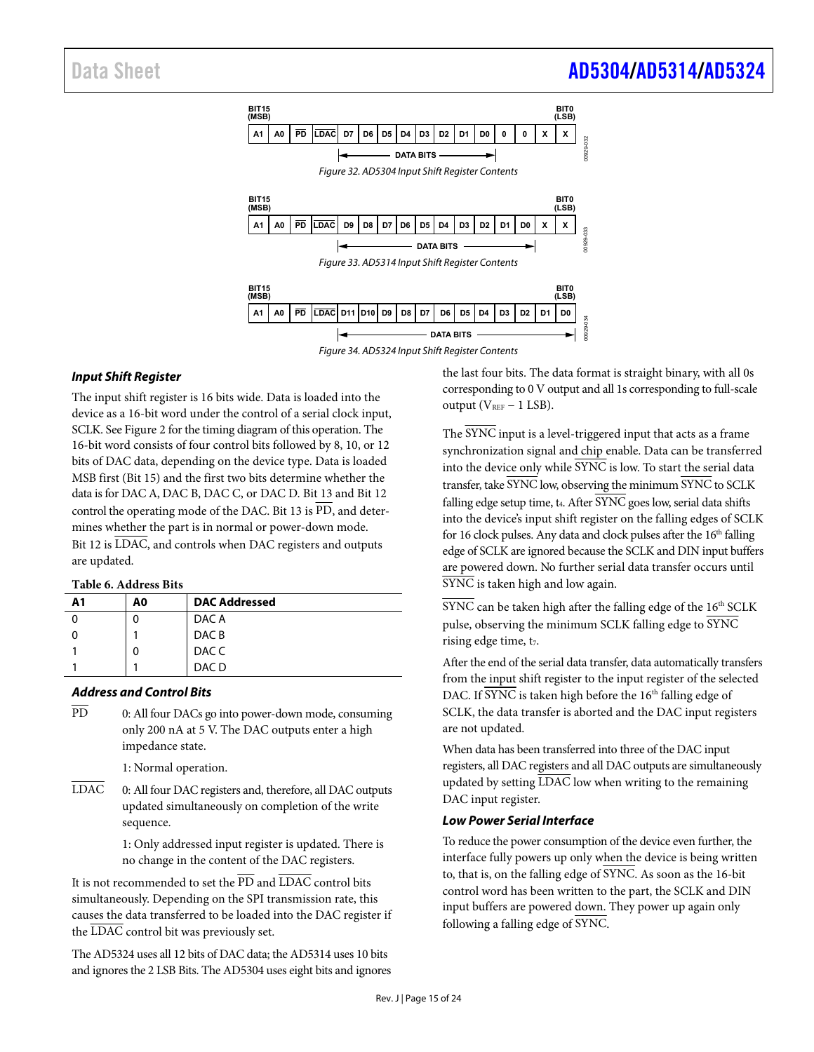| BIT15 (MSB) | | | | | | | | | | | | | | | BIT0 (LSB) |
|---|---|---|---|---|---|---|---|---|---|---|---|---|---|---|---|
| A1 | A0 | $\overline{PD}$ | $\overline{LDAC}$ | D7 | D6 | D5 | D4 | D3 | D2 | D1 | D0 | 0 | 0 | X | X |

Figure 32. AD5304 Input Shift Register Contents

| BIT15 (MSB) | | | | | | | | | | | | | | | BIT0 (LSB) |
|---|---|---|---|---|---|---|---|---|---|---|---|---|---|---|---|
| A1 | A0 | $\overline{PD}$ | $\overline{LDAC}$ | D9 | D8 | D7 | D6 | D5 | D4 | D3 | D2 | D1 | D0 | X | X |

Figure 33. AD5314 Input Shift Register Contents

| BIT15 (MSB) | | | | | | | | | | | | | | | BIT0 (LSB) |
|---|---|---|---|---|---|---|---|---|---|---|---|---|---|---|---|
| A1 | A0 | $\overline{PD}$ | $\overline{LDAC}$ | D11 | D10 | D9 | D8 | D7 | D6 | D5 | D4 | D3 | D2 | D1 | D0 |

Figure 34. AD5324 Input Shift Register Contents

### Input Shift Register

The input shift register is 16 bits wide. Data is loaded into the device as a 16-bit word under the control of a serial clock input, SCLK. See Figure 2 for the timing diagram of this operation. The 16-bit word consists of four control bits followed by 8, 10, or 12 bits of DAC data, depending on the device type. Data is loaded MSB first (Bit 15) and the first two bits determine whether the data is for DAC A, DAC B, DAC C, or DAC D. Bit 13 and Bit 12 control the operating mode of the DAC. Bit 13 is $\overline{PD}$, and determines whether the part is in normal or power-down mode. Bit 12 is $\overline{LDAC}$, and controls when DAC registers and outputs are updated.

**Table 6. Address Bits**

| A1 | A0 | DAC Addressed |
|---|---|---|
| 0 | 0 | DAC A |
| 0 | 1 | DAC B |
| 1 | 0 | DAC C |
| 1 | 1 | DAC D |

### Address and Control Bits

$\overline{PD}$ 0: All four DACs go into power-down mode, consuming only 200 nA at 5 V. The DAC outputs enter a high impedance state.

1: Normal operation.

$\overline{LDAC}$ 0: All four DAC registers and, therefore, all DAC outputs updated simultaneously on completion of the write sequence.

1: Only addressed input register is updated. There is no change in the content of the DAC registers.

It is not recommended to set the $\overline{PD}$ and $\overline{LDAC}$ control bits simultaneously. Depending on the SPI transmission rate, this causes the data transferred to be loaded into the DAC register if the $\overline{LDAC}$ control bit was previously set.

The AD5324 uses all 12 bits of DAC data; the AD5314 uses 10 bits and ignores the 2 LSB Bits. The AD5304 uses eight bits and ignores the last four bits. The data format is straight binary, with all 0s corresponding to 0 V output and all 1s corresponding to full-scale output ($V_{REF}$ − 1 LSB).

The $\overline{SYNC}$ input is a level-triggered input that acts as a frame synchronization signal and chip enable. Data can be transferred into the device only while $\overline{SYNC}$ is low. To start the serial data transfer, take $\overline{SYNC}$ low, observing the minimum $\overline{SYNC}$ to SCLK falling edge setup time, $t_4$. After $\overline{SYNC}$ goes low, serial data shifts into the device's input shift register on the falling edges of SCLK for 16 clock pulses. Any data and clock pulses after the 16th falling edge of SCLK are ignored because the SCLK and DIN input buffers are powered down. No further serial data transfer occurs until $\overline{SYNC}$ is taken high and low again.

$\overline{SYNC}$ can be taken high after the falling edge of the 16th SCLK pulse, observing the minimum SCLK falling edge to $\overline{SYNC}$ rising edge time, $t_7$.

After the end of the serial data transfer, data automatically transfers from the input shift register to the input register of the selected DAC. If $\overline{SYNC}$ is taken high before the 16th falling edge of SCLK, the data transfer is aborted and the DAC input registers are not updated.

When data has been transferred into three of the DAC input registers, all DAC registers and all DAC outputs are simultaneously updated by setting $\overline{LDAC}$ low when writing to the remaining DAC input register.

### Low Power Serial Interface

To reduce the power consumption of the device even further, the interface fully powers up only when the device is being written to, that is, on the falling edge of $\overline{SYNC}$. As soon as the 16-bit control word has been written to the part, the SCLK and DIN input buffers are powered down. They power up again only following a falling edge of $\overline{SYNC}$.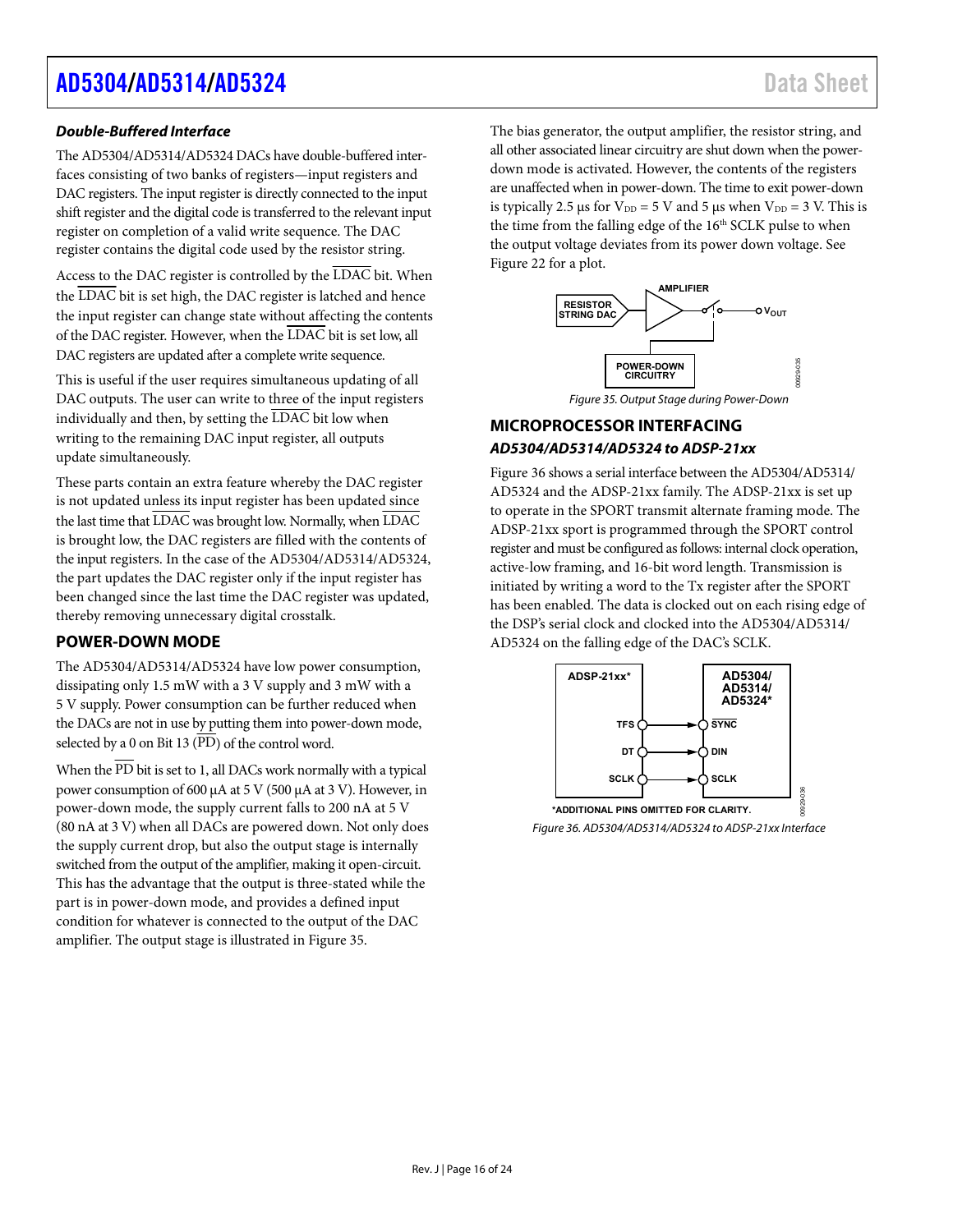### *Double-Buffered Interface*

The AD5304/AD5314/AD5324 DACs have double-buffered interfaces consisting of two banks of registers—input registers and DAC registers. The input register is directly connected to the input shift register and the digital code is transferred to the relevant input register on completion of a valid write sequence. The DAC register contains the digital code used by the resistor string.

Access to the DAC register is controlled by the $\overline{\text{LDAC}}$ bit. When the $\overline{\text{LDAC}}$ bit is set high, the DAC register is latched and hence the input register can change state without affecting the contents of the DAC register. However, when the $\overline{\text{LDAC}}$ bit is set low, all DAC registers are updated after a complete write sequence.

This is useful if the user requires simultaneous updating of all DAC outputs. The user can write to three of the input registers individually and then, by setting the $\overline{\text{LDAC}}$ bit low when writing to the remaining DAC input register, all outputs update simultaneously.

These parts contain an extra feature whereby the DAC register is not updated unless its input register has been updated since the last time that $\overline{\text{LDAC}}$ was brought low. Normally, when $\overline{\text{LDAC}}$ is brought low, the DAC registers are filled with the contents of the input registers. In the case of the AD5304/AD5314/AD5324, the part updates the DAC register only if the input register has been changed since the last time the DAC register was updated, thereby removing unnecessary digital crosstalk.

## POWER-DOWN MODE

The AD5304/AD5314/AD5324 have low power consumption, dissipating only 1.5 mW with a 3 V supply and 3 mW with a 5 V supply. Power consumption can be further reduced when the DACs are not in use by putting them into power-down mode, selected by a 0 on Bit 13 ($\overline{\text{PD}}$) of the control word.

When the $\overline{\text{PD}}$ bit is set to 1, all DACs work normally with a typical power consumption of 600 µA at 5 V (500 µA at 3 V). However, in power-down mode, the supply current falls to 200 nA at 5 V (80 nA at 3 V) when all DACs are powered down. Not only does the supply current drop, but also the output stage is internally switched from the output of the amplifier, making it open-circuit. This has the advantage that the output is three-stated while the part is in power-down mode, and provides a defined input condition for whatever is connected to the output of the DAC amplifier. The output stage is illustrated in Figure 35.

The bias generator, the output amplifier, the resistor string, and all other associated linear circuitry are shut down when the power-down mode is activated. However, the contents of the registers are unaffected when in power-down. The time to exit power-down is typically 2.5 µs for $V_{DD}$ = 5 V and 5 µs when $V_{DD}$ = 3 V. This is the time from the falling edge of the 16th SCLK pulse to when the output voltage deviates from its power down voltage. See Figure 22 for a plot.

Figure 35. Output Stage during Power-Down

## MICROPROCESSOR INTERFACING

### *AD5304/AD5314/AD5324 to ADSP-21xx*

Figure 36 shows a serial interface between the AD5304/AD5314/AD5324 and the ADSP-21xx family. The ADSP-21xx is set up to operate in the SPORT transmit alternate framing mode. The ADSP-21xx sport is programmed through the SPORT control register and must be configured as follows: internal clock operation, active-low framing, and 16-bit word length. Transmission is initiated by writing a word to the Tx register after the SPORT has been enabled. The data is clocked out on each rising edge of the DSP's serial clock and clocked into the AD5304/AD5314/AD5324 on the falling edge of the DAC's SCLK.

Figure 36. AD5304/AD5314/AD5324 to ADSP-21xx Interface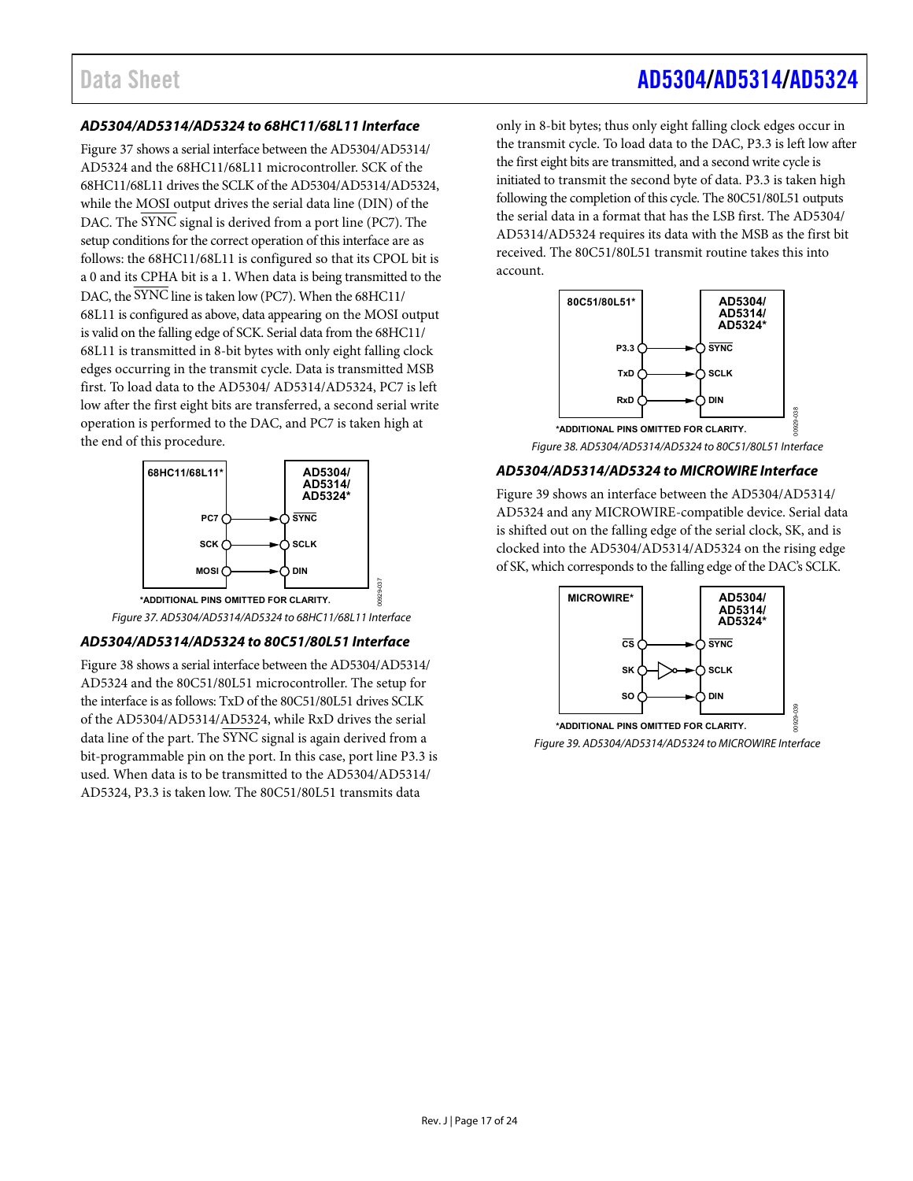### AD5304/AD5314/AD5324 to 68HC11/68L11 Interface

Figure 37 shows a serial interface between the AD5304/AD5314/AD5324 and the 68HC11/68L11 microcontroller. SCK of the 68HC11/68L11 drives the SCLK of the AD5304/AD5314/AD5324, while the MOSI output drives the serial data line (DIN) of the DAC. The SYNC signal is derived from a port line (PC7). The setup conditions for the correct operation of this interface are as follows: the 68HC11/68L11 is configured so that its CPOL bit is a 0 and its CPHA bit is a 1. When data is being transmitted to the DAC, the SYNC line is taken low (PC7). When the 68HC11/68L11 is configured as above, data appearing on the MOSI output is valid on the falling edge of SCK. Serial data from the 68HC11/68L11 is transmitted in 8-bit bytes with only eight falling clock edges occurring in the transmit cycle. Data is transmitted MSB first. To load data to the AD5304/ AD5314/AD5324, PC7 is left low after the first eight bits are transferred, a second serial write operation is performed to the DAC, and PC7 is taken high at the end of this procedure.

*Figure 37. AD5304/AD5314/AD5324 to 68HC11/68L11 Interface*

### AD5304/AD5314/AD5324 to 80C51/80L51 Interface

Figure 38 shows a serial interface between the AD5304/AD5314/AD5324 and the 80C51/80L51 microcontroller. The setup for the interface is as follows: TxD of the 80C51/80L51 drives SCLK of the AD5304/AD5314/AD5324, while RxD drives the serial data line of the part. The SYNC signal is again derived from a bit-programmable pin on the port. In this case, port line P3.3 is used. When data is to be transmitted to the AD5304/AD5314/AD5324, P3.3 is taken low. The 80C51/80L51 transmits data only in 8-bit bytes; thus only eight falling clock edges occur in the transmit cycle. To load data to the DAC, P3.3 is left low after the first eight bits are transmitted, and a second write cycle is initiated to transmit the second byte of data. P3.3 is taken high following the completion of this cycle. The 80C51/80L51 outputs the serial data in a format that has the LSB first. The AD5304/AD5314/AD5324 requires its data with the MSB as the first bit received. The 80C51/80L51 transmit routine takes this into account.

*Figure 38. AD5304/AD5314/AD5324 to 80C51/80L51 Interface*

### AD5304/AD5314/AD5324 to MICROWIRE Interface

Figure 39 shows an interface between the AD5304/AD5314/AD5324 and any MICROWIRE-compatible device. Serial data is shifted out on the falling edge of the serial clock, SK, and is clocked into the AD5304/AD5314/AD5324 on the rising edge of SK, which corresponds to the falling edge of the DAC's SCLK.

*Figure 39. AD5304/AD5314/AD5324 to MICROWIRE Interface*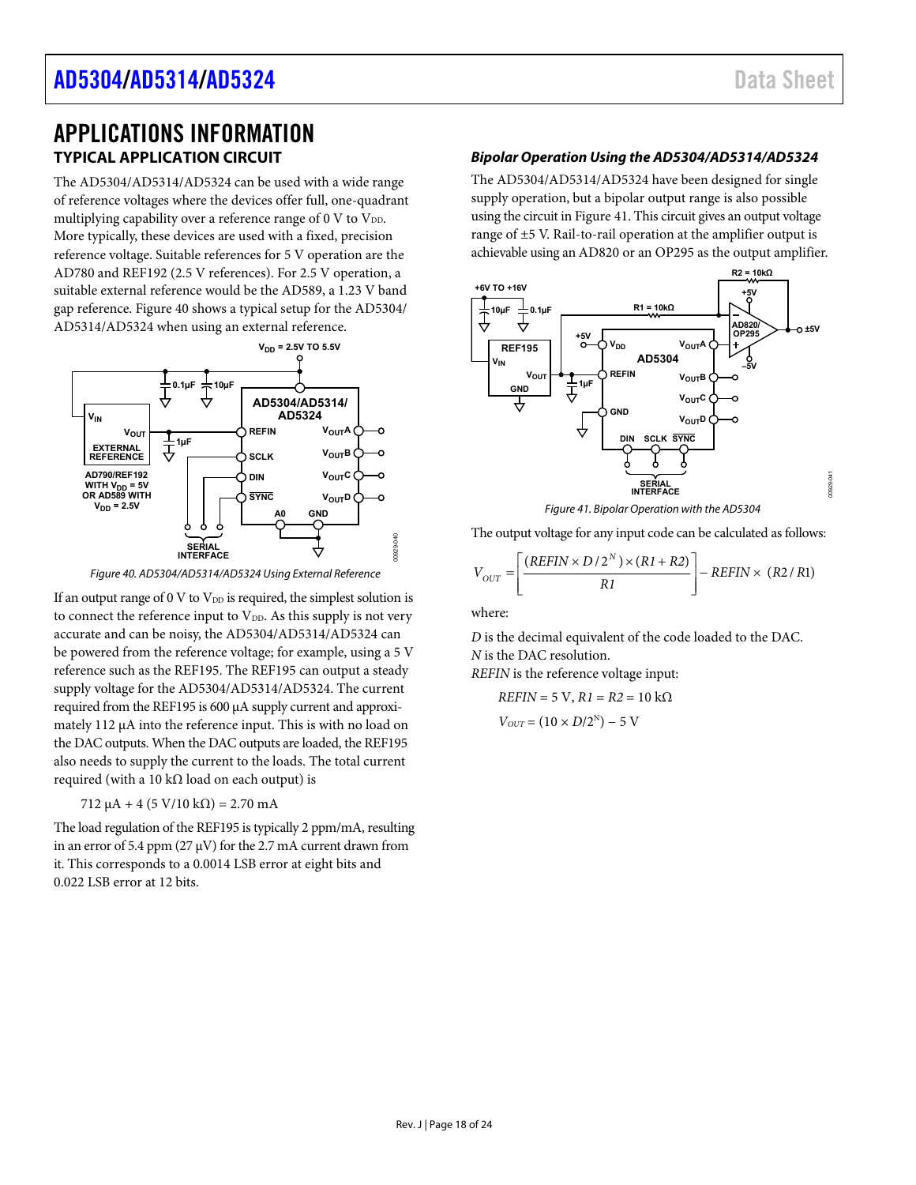# APPLICATIONS INFORMATION

## TYPICAL APPLICATION CIRCUIT

The AD5304/AD5314/AD5324 can be used with a wide range of reference voltages where the devices offer full, one-quadrant multiplying capability over a reference range of 0 V to $V_{DD}$. More typically, these devices are used with a fixed, precision reference voltage. Suitable references for 5 V operation are the AD780 and REF192 (2.5 V references). For 2.5 V operation, a suitable external reference would be the AD589, a 1.23 V band gap reference. Figure 40 shows a typical setup for the AD5304/AD5314/AD5324 when using an external reference.

Figure 40. AD5304/AD5314/AD5324 Using External Reference

If an output range of 0 V to $V_{DD}$ is required, the simplest solution is to connect the reference input to $V_{DD}$. As this supply is not very accurate and can be noisy, the AD5304/AD5314/AD5324 can be powered from the reference voltage; for example, using a 5 V reference such as the REF195. The REF195 can output a steady supply voltage for the AD5304/AD5314/AD5324. The current required from the REF195 is 600 μA supply current and approximately 112 μA into the reference input. This is with no load on the DAC outputs. When the DAC outputs are loaded, the REF195 also needs to supply the current to the loads. The total current required (with a 10 kΩ load on each output) is

712 μA + 4 (5 V/10 kΩ) = 2.70 mA

The load regulation of the REF195 is typically 2 ppm/mA, resulting in an error of 5.4 ppm (27 μV) for the 2.7 mA current drawn from it. This corresponds to a 0.0014 LSB error at eight bits and 0.022 LSB error at 12 bits.

### *Bipolar Operation Using the AD5304/AD5314/AD5324*

The AD5304/AD5314/AD5324 have been designed for single supply operation, but a bipolar output range is also possible using the circuit in Figure 41. This circuit gives an output voltage range of ±5 V. Rail-to-rail operation at the amplifier output is achievable using an AD820 or an OP295 as the output amplifier.

Figure 41. Bipolar Operation with the AD5304

The output voltage for any input code can be calculated as follows:

$$V_{OUT} = \left[\frac{(REFIN \times D/2^N) \times (R1 + R2)}{R1}\right] - REFIN \times (R2/R1)$$

where:

*D* is the decimal equivalent of the code loaded to the DAC.
*N* is the DAC resolution.
*REFIN* is the reference voltage input:

$REFIN = 5$ V, $R1 = R2 = 10$ kΩ

$V_{OUT} = (10 \times D/2^N) - 5$ V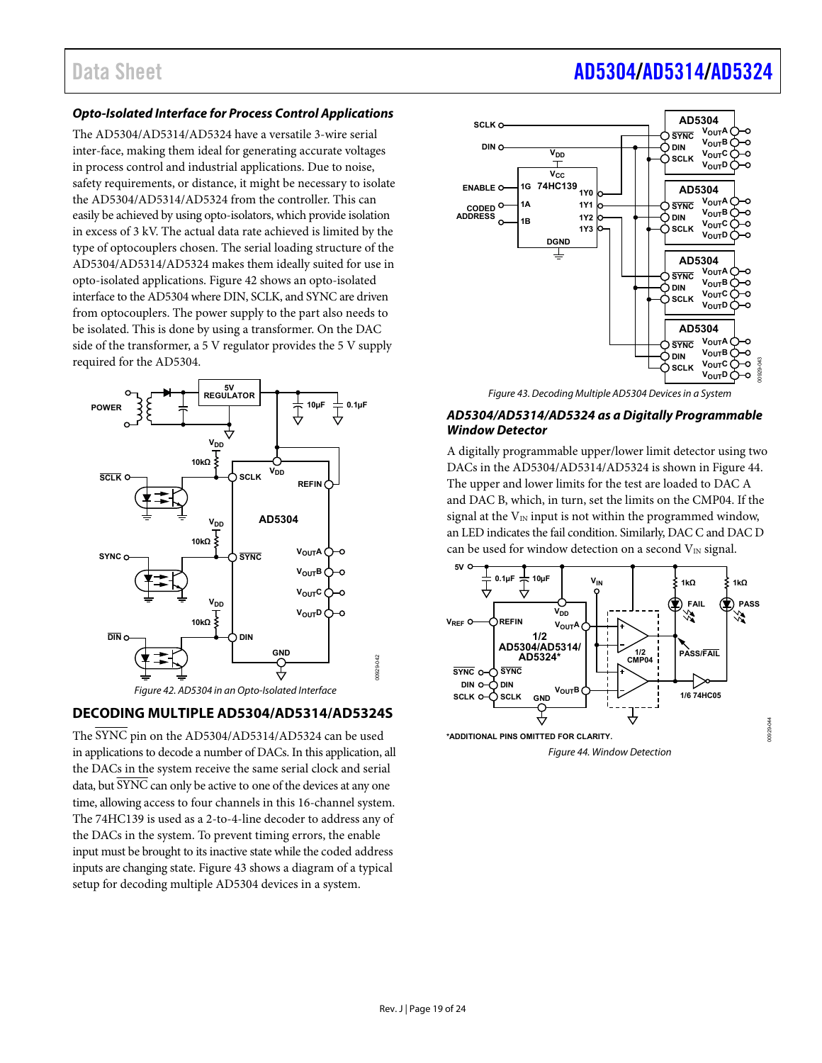### *Opto-Isolated Interface for Process Control Applications*

The AD5304/AD5314/AD5324 have a versatile 3-wire serial inter-face, making them ideal for generating accurate voltages in process control and industrial applications. Due to noise, safety requirements, or distance, it might be necessary to isolate the AD5304/AD5314/AD5324 from the controller. This can easily be achieved by using opto-isolators, which provide isolation in excess of 3 kV. The actual data rate achieved is limited by the type of optocouplers chosen. The serial loading structure of the AD5304/AD5314/AD5324 makes them ideally suited for use in opto-isolated applications. Figure 42 shows an opto-isolated interface to the AD5304 where DIN, SCLK, and SYNC are driven from optocouplers. The power supply to the part also needs to be isolated. This is done by using a transformer. On the DAC side of the transformer, a 5 V regulator provides the 5 V supply required for the AD5304.

*Figure 42. AD5304 in an Opto-Isolated Interface*

## DECODING MULTIPLE AD5304/AD5314/AD5324S

The SYNC pin on the AD5304/AD5314/AD5324 can be used in applications to decode a number of DACs. In this application, all the DACs in the system receive the same serial clock and serial data, but SYNC can only be active to one of the devices at any one time, allowing access to four channels in this 16-channel system. The 74HC139 is used as a 2-to-4-line decoder to address any of the DACs in the system. To prevent timing errors, the enable input must be brought to its inactive state while the coded address inputs are changing state. Figure 43 shows a diagram of a typical setup for decoding multiple AD5304 devices in a system.

*Figure 43. Decoding Multiple AD5304 Devices in a System*

### *AD5304/AD5314/AD5324 as a Digitally Programmable Window Detector*

A digitally programmable upper/lower limit detector using two DACs in the AD5304/AD5314/AD5324 is shown in Figure 44. The upper and lower limits for the test are loaded to DAC A and DAC B, which, in turn, set the limits on the CMP04. If the signal at the $V_{IN}$ input is not within the programmed window, an LED indicates the fail condition. Similarly, DAC C and DAC D can be used for window detection on a second $V_{IN}$ signal.

*Figure 44. Window Detection*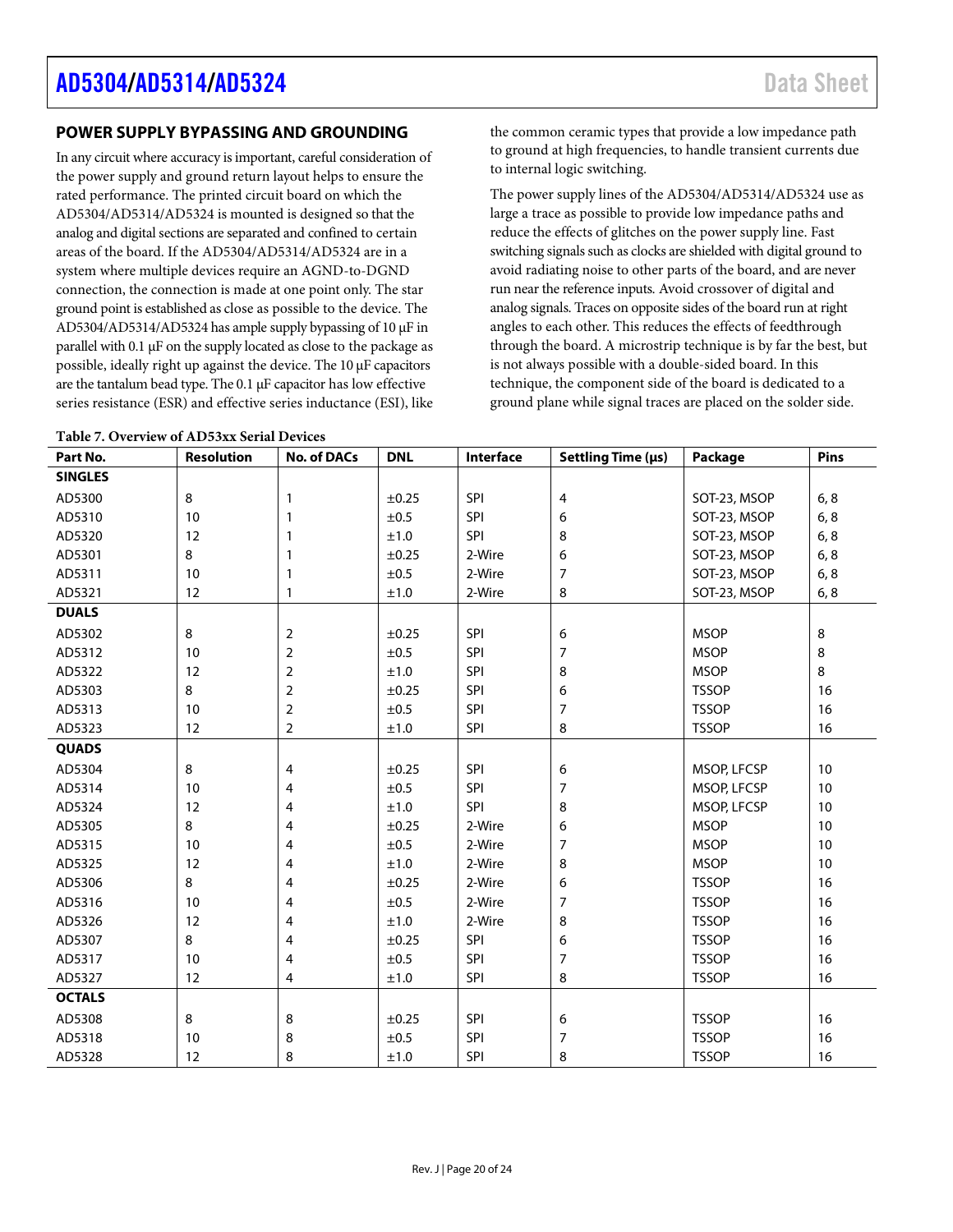## POWER SUPPLY BYPASSING AND GROUNDING

In any circuit where accuracy is important, careful consideration of the power supply and ground return layout helps to ensure the rated performance. The printed circuit board on which the AD5304/AD5314/AD5324 is mounted is designed so that the analog and digital sections are separated and confined to certain areas of the board. If the AD5304/AD5314/AD5324 are in a system where multiple devices require an AGND-to-DGND connection, the connection is made at one point only. The star ground point is established as close as possible to the device. The AD5304/AD5314/AD5324 has ample supply bypassing of 10 μF in parallel with 0.1 μF on the supply located as close to the package as possible, ideally right up against the device. The 10 μF capacitors are the tantalum bead type. The 0.1 μF capacitor has low effective series resistance (ESR) and effective series inductance (ESI), like the common ceramic types that provide a low impedance path to ground at high frequencies, to handle transient currents due to internal logic switching.

The power supply lines of the AD5304/AD5314/AD5324 use as large a trace as possible to provide low impedance paths and reduce the effects of glitches on the power supply line. Fast switching signals such as clocks are shielded with digital ground to avoid radiating noise to other parts of the board, and are never run near the reference inputs. Avoid crossover of digital and analog signals. Traces on opposite sides of the board run at right angles to each other. This reduces the effects of feedthrough through the board. A microstrip technique is by far the best, but is not always possible with a double-sided board. In this technique, the component side of the board is dedicated to a ground plane while signal traces are placed on the solder side.

**Table 7. Overview of AD53xx Serial Devices**

| Part No. | Resolution | No. of DACs | DNL | Interface | Settling Time (μs) | Package | Pins |
|---|---|---|---|---|---|---|---|
| **SINGLES** | | | | | | | |
| AD5300 | 8 | 1 | ±0.25 | SPI | 4 | SOT-23, MSOP | 6, 8 |
| AD5310 | 10 | 1 | ±0.5 | SPI | 6 | SOT-23, MSOP | 6, 8 |
| AD5320 | 12 | 1 | ±1.0 | SPI | 8 | SOT-23, MSOP | 6, 8 |
| AD5301 | 8 | 1 | ±0.25 | 2-Wire | 6 | SOT-23, MSOP | 6, 8 |
| AD5311 | 10 | 1 | ±0.5 | 2-Wire | 7 | SOT-23, MSOP | 6, 8 |
| AD5321 | 12 | 1 | ±1.0 | 2-Wire | 8 | SOT-23, MSOP | 6, 8 |
| **DUALS** | | | | | | | |
| AD5302 | 8 | 2 | ±0.25 | SPI | 6 | MSOP | 8 |
| AD5312 | 10 | 2 | ±0.5 | SPI | 7 | MSOP | 8 |
| AD5322 | 12 | 2 | ±1.0 | SPI | 8 | MSOP | 8 |
| AD5303 | 8 | 2 | ±0.25 | SPI | 6 | TSSOP | 16 |
| AD5313 | 10 | 2 | ±0.5 | SPI | 7 | TSSOP | 16 |
| AD5323 | 12 | 2 | ±1.0 | SPI | 8 | TSSOP | 16 |
| **QUADS** | | | | | | | |
| AD5304 | 8 | 4 | ±0.25 | SPI | 6 | MSOP, LFCSP | 10 |
| AD5314 | 10 | 4 | ±0.5 | SPI | 7 | MSOP, LFCSP | 10 |
| AD5324 | 12 | 4 | ±1.0 | SPI | 8 | MSOP, LFCSP | 10 |
| AD5305 | 8 | 4 | ±0.25 | 2-Wire | 6 | MSOP | 10 |
| AD5315 | 10 | 4 | ±0.5 | 2-Wire | 7 | MSOP | 10 |
| AD5325 | 12 | 4 | ±1.0 | 2-Wire | 8 | MSOP | 10 |
| AD5306 | 8 | 4 | ±0.25 | 2-Wire | 6 | TSSOP | 16 |
| AD5316 | 10 | 4 | ±0.5 | 2-Wire | 7 | TSSOP | 16 |
| AD5326 | 12 | 4 | ±1.0 | 2-Wire | 8 | TSSOP | 16 |
| AD5307 | 8 | 4 | ±0.25 | SPI | 6 | TSSOP | 16 |
| AD5317 | 10 | 4 | ±0.5 | SPI | 7 | TSSOP | 16 |
| AD5327 | 12 | 4 | ±1.0 | SPI | 8 | TSSOP | 16 |
| **OCTALS** | | | | | | | |
| AD5308 | 8 | 8 | ±0.25 | SPI | 6 | TSSOP | 16 |
| AD5318 | 10 | 8 | ±0.5 | SPI | 7 | TSSOP | 16 |
| AD5328 | 12 | 8 | ±1.0 | SPI | 8 | TSSOP | 16 |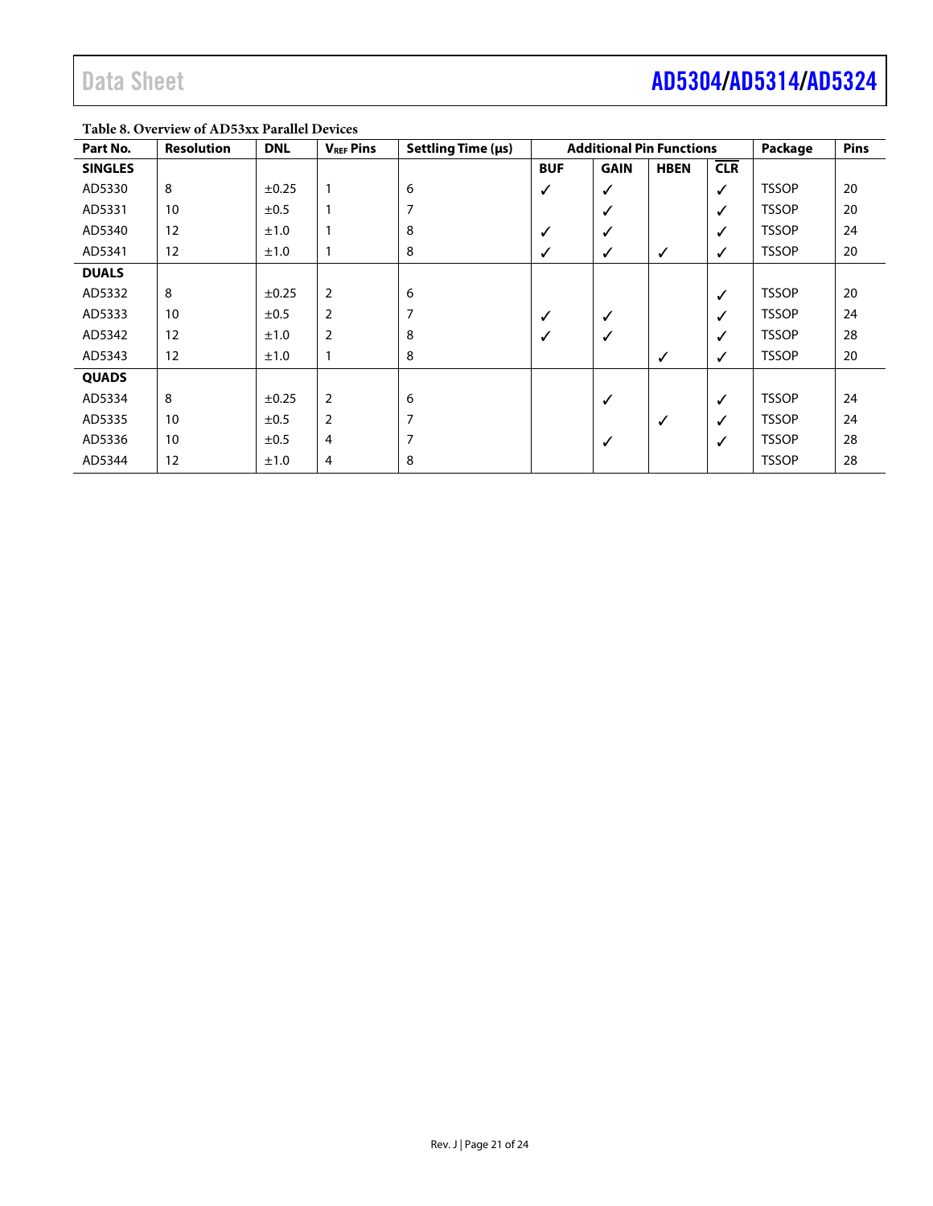**Table 8. Overview of AD53xx Parallel Devices**

| Part No. | Resolution | DNL | $V_{REF}$ Pins | Settling Time (μs) | Additional Pin Functions | | | | Package | Pins |
|---|---|---|---|---|---|---|---|---|---|---|
| **SINGLES** | | | | | **BUF** | **GAIN** | **HBEN** | **$\overline{CLR}$** | | |
| AD5330 | 8 | ±0.25 | 1 | 6 | ✓ | ✓ | | ✓ | TSSOP | 20 |
| AD5331 | 10 | ±0.5 | 1 | 7 | | ✓ | | ✓ | TSSOP | 20 |
| AD5340 | 12 | ±1.0 | 1 | 8 | ✓ | ✓ | | ✓ | TSSOP | 24 |
| AD5341 | 12 | ±1.0 | 1 | 8 | ✓ | ✓ | ✓ | ✓ | TSSOP | 20 |
| **DUALS** | | | | | | | | | | |
| AD5332 | 8 | ±0.25 | 2 | 6 | | | | ✓ | TSSOP | 20 |
| AD5333 | 10 | ±0.5 | 2 | 7 | ✓ | ✓ | | ✓ | TSSOP | 24 |
| AD5342 | 12 | ±1.0 | 2 | 8 | ✓ | ✓ | | ✓ | TSSOP | 28 |
| AD5343 | 12 | ±1.0 | 1 | 8 | | | ✓ | ✓ | TSSOP | 20 |
| **QUADS** | | | | | | | | | | |
| AD5334 | 8 | ±0.25 | 2 | 6 | | ✓ | | ✓ | TSSOP | 24 |
| AD5335 | 10 | ±0.5 | 2 | 7 | | | ✓ | ✓ | TSSOP | 24 |
| AD5336 | 10 | ±0.5 | 4 | 7 | | ✓ | | ✓ | TSSOP | 28 |
| AD5344 | 12 | ±1.0 | 4 | 8 | | | | | TSSOP | 28 |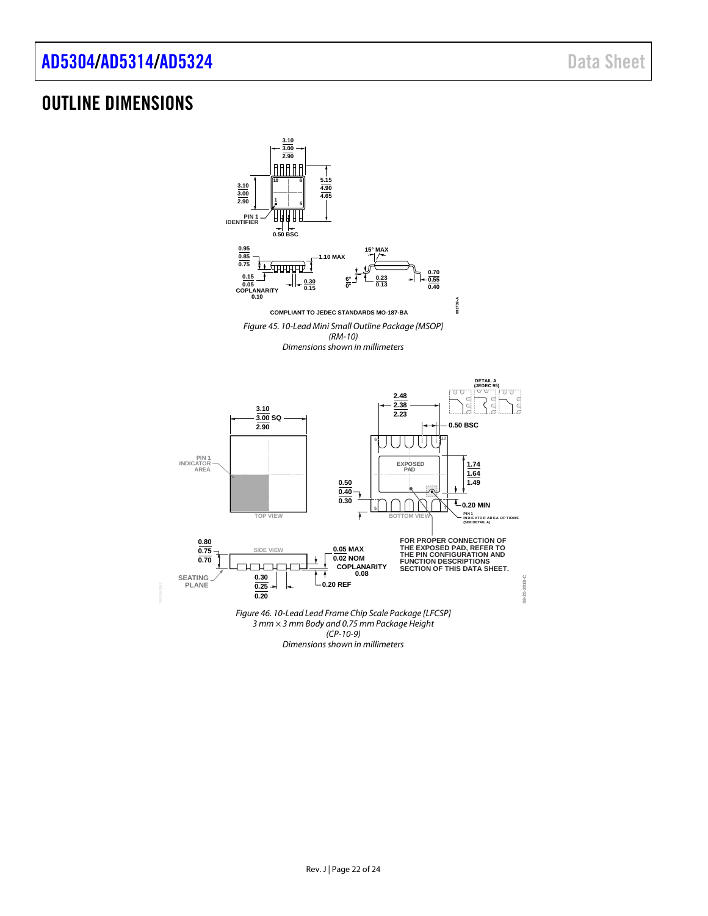## OUTLINE DIMENSIONS

Figure 45. 10-Lead Mini Small Outline Package [MSOP] (RM-10)
Dimensions shown in millimeters

Figure 46. 10-Lead Lead Frame Chip Scale Package [LFCSP] 3 mm × 3 mm Body and 0.75 mm Package Height (CP-10-9)
Dimensions shown in millimeters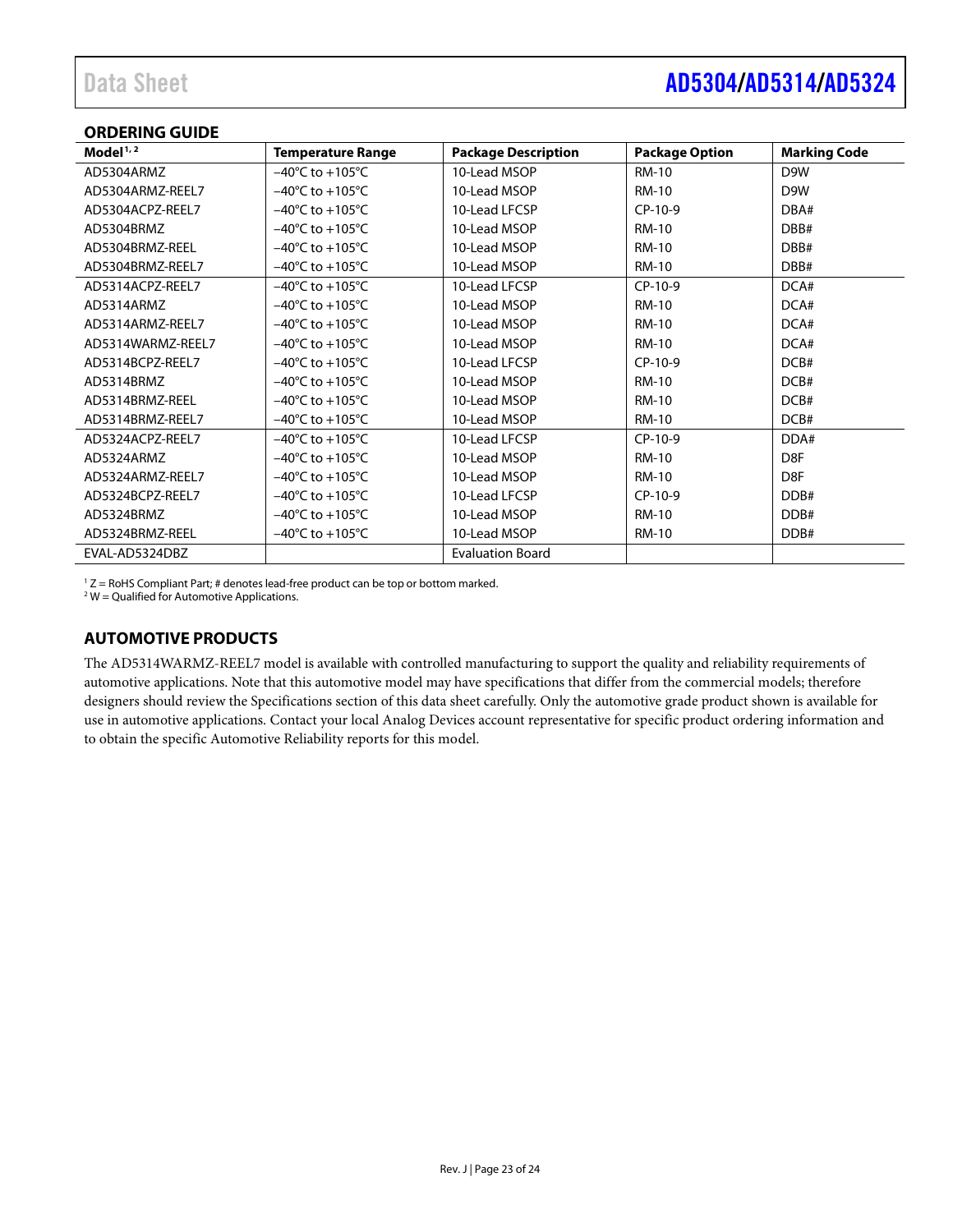## ORDERING GUIDE

| Model[1, 2] | Temperature Range | Package Description | Package Option | Marking Code |
|---|---|---|---|---|
| AD5304ARMZ | −40°C to +105°C | 10-Lead MSOP | RM-10 | D9W |
| AD5304ARMZ-REEL7 | −40°C to +105°C | 10-Lead MSOP | RM-10 | D9W |
| AD5304ACPZ-REEL7 | −40°C to +105°C | 10-Lead LFCSP | CP-10-9 | DBA# |
| AD5304BRMZ | −40°C to +105°C | 10-Lead MSOP | RM-10 | DBB# |
| AD5304BRMZ-REEL | −40°C to +105°C | 10-Lead MSOP | RM-10 | DBB# |
| AD5304BRMZ-REEL7 | −40°C to +105°C | 10-Lead MSOP | RM-10 | DBB# |
| AD5314ACPZ-REEL7 | −40°C to +105°C | 10-Lead LFCSP | CP-10-9 | DCA# |
| AD5314ARMZ | −40°C to +105°C | 10-Lead MSOP | RM-10 | DCA# |
| AD5314ARMZ-REEL7 | −40°C to +105°C | 10-Lead MSOP | RM-10 | DCA# |
| AD5314WARMZ-REEL7 | −40°C to +105°C | 10-Lead MSOP | RM-10 | DCA# |
| AD5314BCPZ-REEL7 | −40°C to +105°C | 10-Lead LFCSP | CP-10-9 | DCB# |
| AD5314BRMZ | −40°C to +105°C | 10-Lead MSOP | RM-10 | DCB# |
| AD5314BRMZ-REEL | −40°C to +105°C | 10-Lead MSOP | RM-10 | DCB# |
| AD5314BRMZ-REEL7 | −40°C to +105°C | 10-Lead MSOP | RM-10 | DCB# |
| AD5324ACPZ-REEL7 | −40°C to +105°C | 10-Lead LFCSP | CP-10-9 | DDA# |
| AD5324ARMZ | −40°C to +105°C | 10-Lead MSOP | RM-10 | D8F |
| AD5324ARMZ-REEL7 | −40°C to +105°C | 10-Lead MSOP | RM-10 | D8F |
| AD5324BCPZ-REEL7 | −40°C to +105°C | 10-Lead LFCSP | CP-10-9 | DDB# |
| AD5324BRMZ | −40°C to +105°C | 10-Lead MSOP | RM-10 | DDB# |
| AD5324BRMZ-REEL | −40°C to +105°C | 10-Lead MSOP | RM-10 | DDB# |
| EVAL-AD5324DBZ | | Evaluation Board | | |

[1] Z = RoHS Compliant Part; # denotes lead-free product can be top or bottom marked.
[2] W = Qualified for Automotive Applications.

## AUTOMOTIVE PRODUCTS

The AD5314WARMZ-REEL7 model is available with controlled manufacturing to support the quality and reliability requirements of automotive applications. Note that this automotive model may have specifications that differ from the commercial models; therefore designers should review the Specifications section of this data sheet carefully. Only the automotive grade product shown is available for use in automotive applications. Contact your local Analog Devices account representative for specific product ordering information and to obtain the specific Automotive Reliability reports for this model.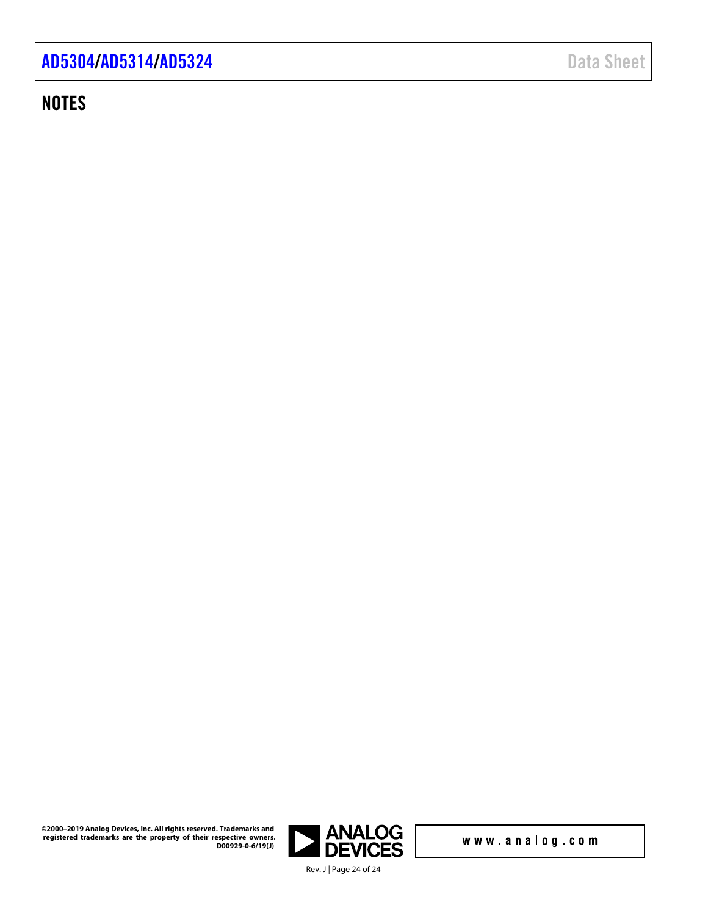## NOTES

©2000–2019 Analog Devices, Inc. All rights reserved. Trademarks and registered trademarks are the property of their respective owners. D00929-0-6/19(J)

www.analog.com